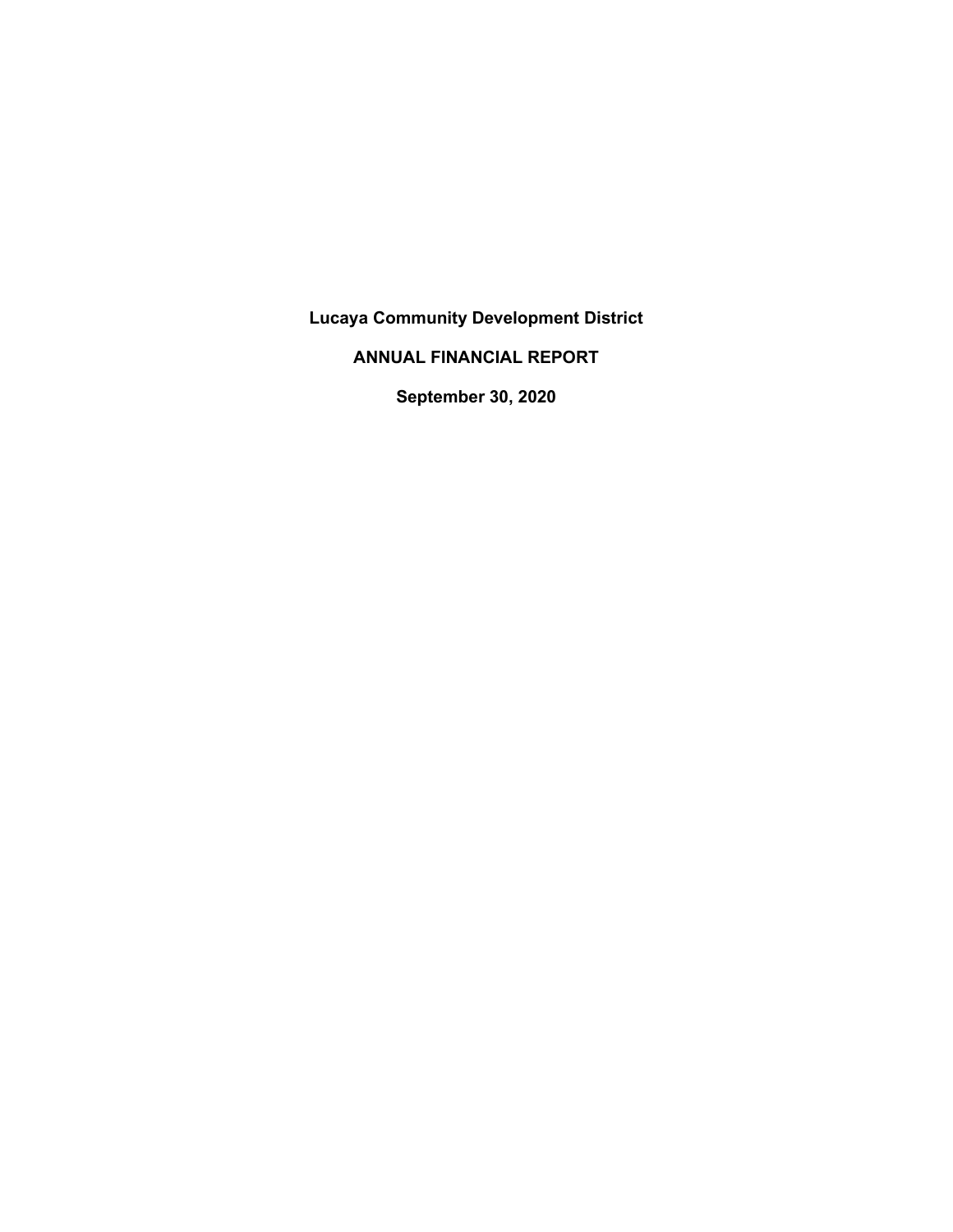# Lucaya Community Development District

## ANNUAL FINANCIAL REPORT

### September 30, 2020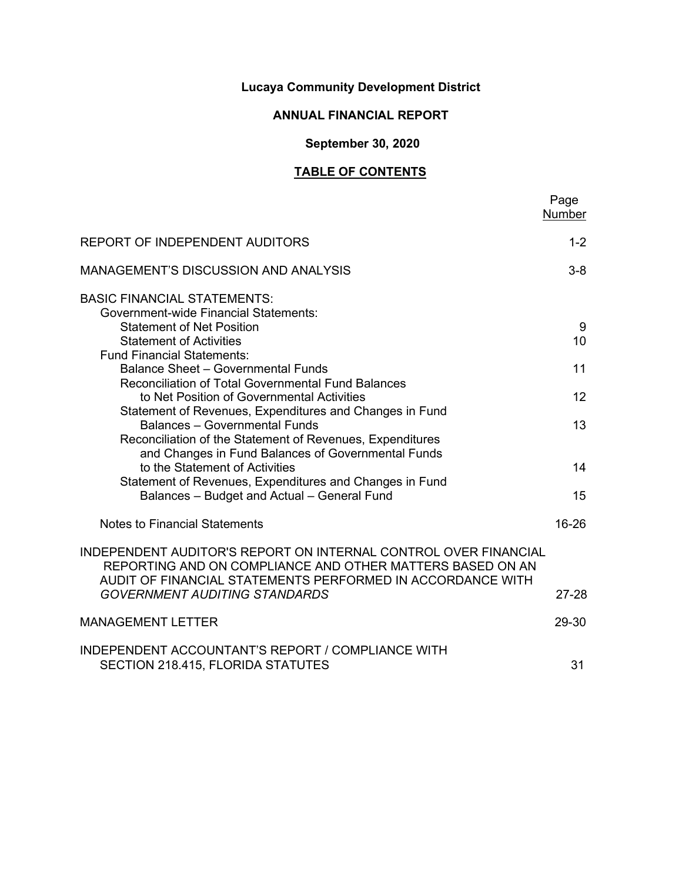**Lucaya Community Development District**

**ANNUAL FINANCIAL REPORT**

**September 30, 2020**

## TABLE OF CONTENTS

| | Page Number |
|---|---|
| REPORT OF INDEPENDENT AUDITORS | 1-2 |
| MANAGEMENT'S DISCUSSION AND ANALYSIS | 3-8 |
| BASIC FINANCIAL STATEMENTS: | |
| Government-wide Financial Statements: | |
| Statement of Net Position | 9 |
| Statement of Activities | 10 |
| Fund Financial Statements: | |
| Balance Sheet – Governmental Funds | 11 |
| Reconciliation of Total Governmental Fund Balances to Net Position of Governmental Activities | 12 |
| Statement of Revenues, Expenditures and Changes in Fund Balances – Governmental Funds | 13 |
| Reconciliation of the Statement of Revenues, Expenditures and Changes in Fund Balances of Governmental Funds to the Statement of Activities | 14 |
| Statement of Revenues, Expenditures and Changes in Fund Balances – Budget and Actual – General Fund | 15 |
| Notes to Financial Statements | 16-26 |
| INDEPENDENT AUDITOR'S REPORT ON INTERNAL CONTROL OVER FINANCIAL REPORTING AND ON COMPLIANCE AND OTHER MATTERS BASED ON AN AUDIT OF FINANCIAL STATEMENTS PERFORMED IN ACCORDANCE WITH *GOVERNMENT AUDITING STANDARDS* | 27-28 |
| MANAGEMENT LETTER | 29-30 |
| INDEPENDENT ACCOUNTANT'S REPORT / COMPLIANCE WITH SECTION 218.415, FLORIDA STATUTES | 31 |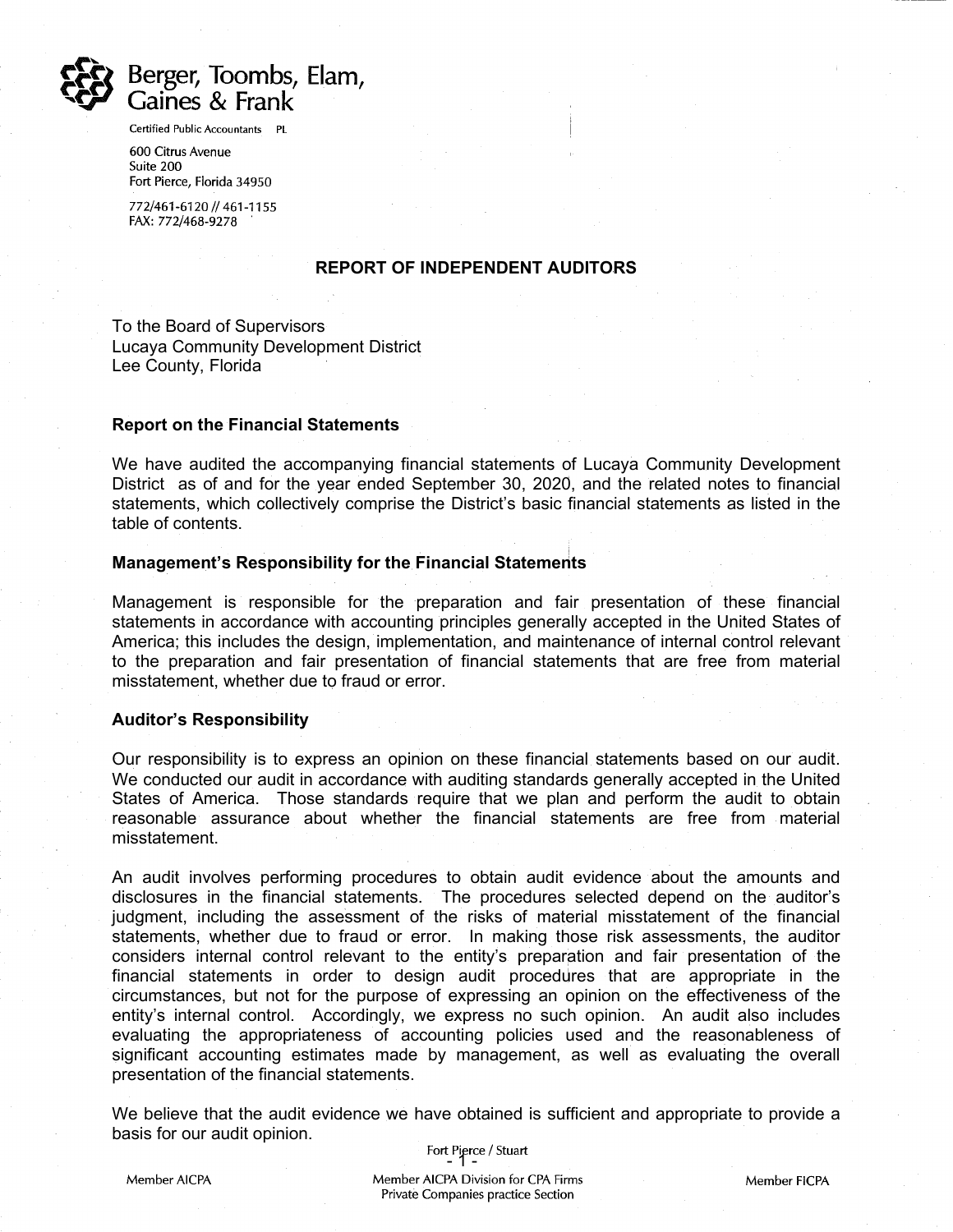Berger, Toombs, Elam, Gaines & Frank

Certified Public Accountants PL

600 Citrus Avenue
Suite 200
Fort Pierce, Florida 34950

772/461-6120 // 461-1155
FAX: 772/468-9278

## REPORT OF INDEPENDENT AUDITORS

To the Board of Supervisors
Lucaya Community Development District
Lee County, Florida

### Report on the Financial Statements

We have audited the accompanying financial statements of Lucaya Community Development District as of and for the year ended September 30, 2020, and the related notes to financial statements, which collectively comprise the District's basic financial statements as listed in the table of contents.

### Management's Responsibility for the Financial Statements

Management is responsible for the preparation and fair presentation of these financial statements in accordance with accounting principles generally accepted in the United States of America; this includes the design, implementation, and maintenance of internal control relevant to the preparation and fair presentation of financial statements that are free from material misstatement, whether due to fraud or error.

### Auditor's Responsibility

Our responsibility is to express an opinion on these financial statements based on our audit. We conducted our audit in accordance with auditing standards generally accepted in the United States of America. Those standards require that we plan and perform the audit to obtain reasonable assurance about whether the financial statements are free from material misstatement.

An audit involves performing procedures to obtain audit evidence about the amounts and disclosures in the financial statements. The procedures selected depend on the auditor's judgment, including the assessment of the risks of material misstatement of the financial statements, whether due to fraud or error. In making those risk assessments, the auditor considers internal control relevant to the entity's preparation and fair presentation of the financial statements in order to design audit procedures that are appropriate in the circumstances, but not for the purpose of expressing an opinion on the effectiveness of the entity's internal control. Accordingly, we express no such opinion. An audit also includes evaluating the appropriateness of accounting policies used and the reasonableness of significant accounting estimates made by management, as well as evaluating the overall presentation of the financial statements.

We believe that the audit evidence we have obtained is sufficient and appropriate to provide a basis for our audit opinion.

Fort Pierce / Stuart

Member AICPA | Member AICPA Division for CPA Firms Private Companies practice Section | Member FICPA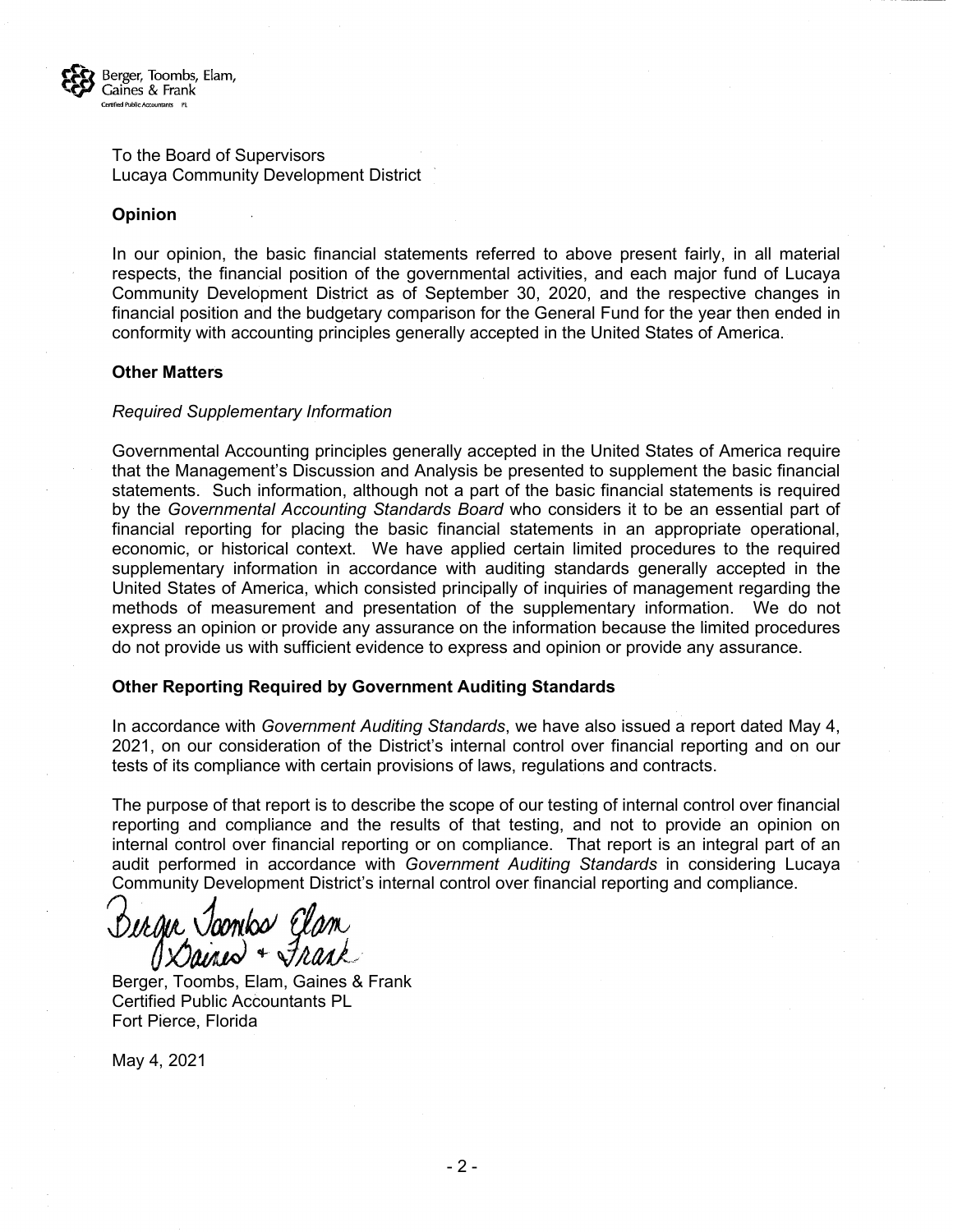Berger, Toombs, Elam, Gaines & Frank
Certified Public Accountants PL

To the Board of Supervisors
Lucaya Community Development District

**Opinion**

In our opinion, the basic financial statements referred to above present fairly, in all material respects, the financial position of the governmental activities, and each major fund of Lucaya Community Development District as of September 30, 2020, and the respective changes in financial position and the budgetary comparison for the General Fund for the year then ended in conformity with accounting principles generally accepted in the United States of America.

**Other Matters**

*Required Supplementary Information*

Governmental Accounting principles generally accepted in the United States of America require that the Management's Discussion and Analysis be presented to supplement the basic financial statements. Such information, although not a part of the basic financial statements is required by the *Governmental Accounting Standards Board* who considers it to be an essential part of financial reporting for placing the basic financial statements in an appropriate operational, economic, or historical context. We have applied certain limited procedures to the required supplementary information in accordance with auditing standards generally accepted in the United States of America, which consisted principally of inquiries of management regarding the methods of measurement and presentation of the supplementary information. We do not express an opinion or provide any assurance on the information because the limited procedures do not provide us with sufficient evidence to express and opinion or provide any assurance.

**Other Reporting Required by Government Auditing Standards**

In accordance with *Government Auditing Standards*, we have also issued a report dated May 4, 2021, on our consideration of the District's internal control over financial reporting and on our tests of its compliance with certain provisions of laws, regulations and contracts.

The purpose of that report is to describe the scope of our testing of internal control over financial reporting and compliance and the results of that testing, and not to provide an opinion on internal control over financial reporting or on compliance. That report is an integral part of an audit performed in accordance with *Government Auditing Standards* in considering Lucaya Community Development District's internal control over financial reporting and compliance.

Berger Toombs Elam Gaines + Frank

Berger, Toombs, Elam, Gaines & Frank
Certified Public Accountants PL
Fort Pierce, Florida

May 4, 2021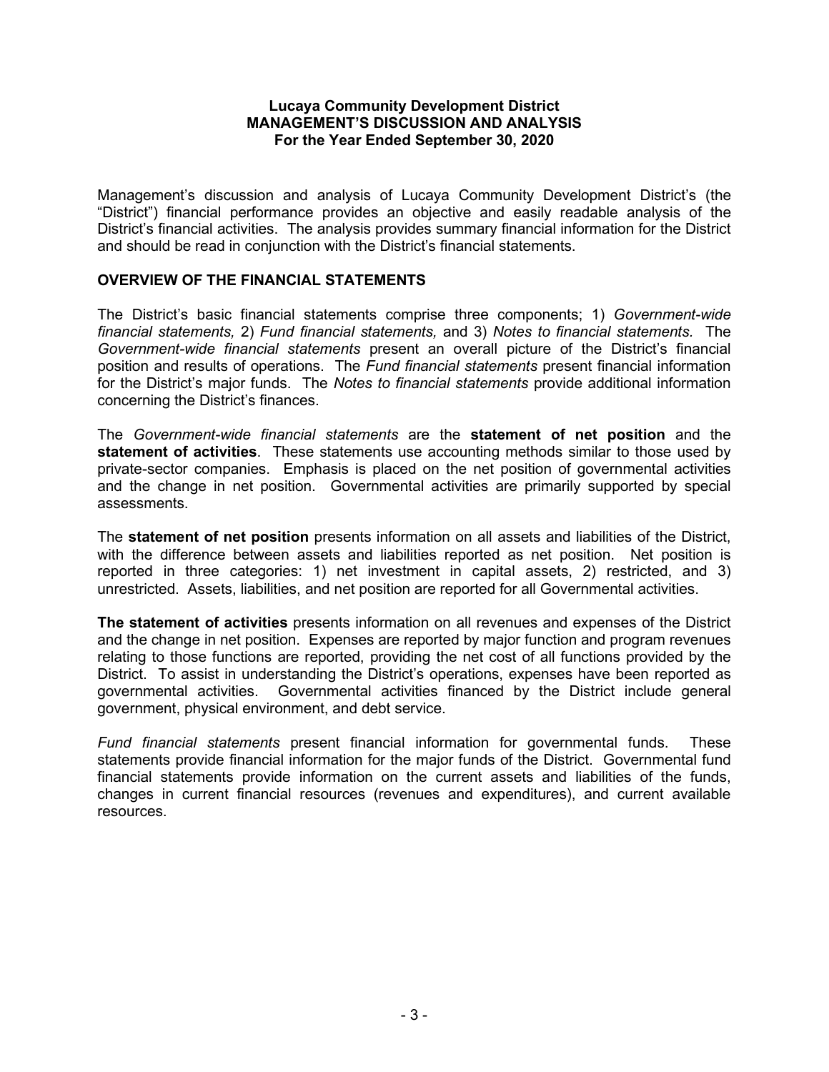**Lucaya Community Development District**
**MANAGEMENT'S DISCUSSION AND ANALYSIS**
**For the Year Ended September 30, 2020**

Management's discussion and analysis of Lucaya Community Development District's (the "District") financial performance provides an objective and easily readable analysis of the District's financial activities. The analysis provides summary financial information for the District and should be read in conjunction with the District's financial statements.

## OVERVIEW OF THE FINANCIAL STATEMENTS

The District's basic financial statements comprise three components; 1) *Government-wide financial statements,* 2) *Fund financial statements,* and 3) *Notes to financial statements.* The *Government-wide financial statements* present an overall picture of the District's financial position and results of operations. The *Fund financial statements* present financial information for the District's major funds. The *Notes to financial statements* provide additional information concerning the District's finances.

The *Government-wide financial statements* are the **statement of net position** and the **statement of activities**. These statements use accounting methods similar to those used by private-sector companies. Emphasis is placed on the net position of governmental activities and the change in net position. Governmental activities are primarily supported by special assessments.

The **statement of net position** presents information on all assets and liabilities of the District, with the difference between assets and liabilities reported as net position. Net position is reported in three categories: 1) net investment in capital assets, 2) restricted, and 3) unrestricted. Assets, liabilities, and net position are reported for all Governmental activities.

**The statement of activities** presents information on all revenues and expenses of the District and the change in net position. Expenses are reported by major function and program revenues relating to those functions are reported, providing the net cost of all functions provided by the District. To assist in understanding the District's operations, expenses have been reported as governmental activities. Governmental activities financed by the District include general government, physical environment, and debt service.

*Fund financial statements* present financial information for governmental funds. These statements provide financial information for the major funds of the District. Governmental fund financial statements provide information on the current assets and liabilities of the funds, changes in current financial resources (revenues and expenditures), and current available resources.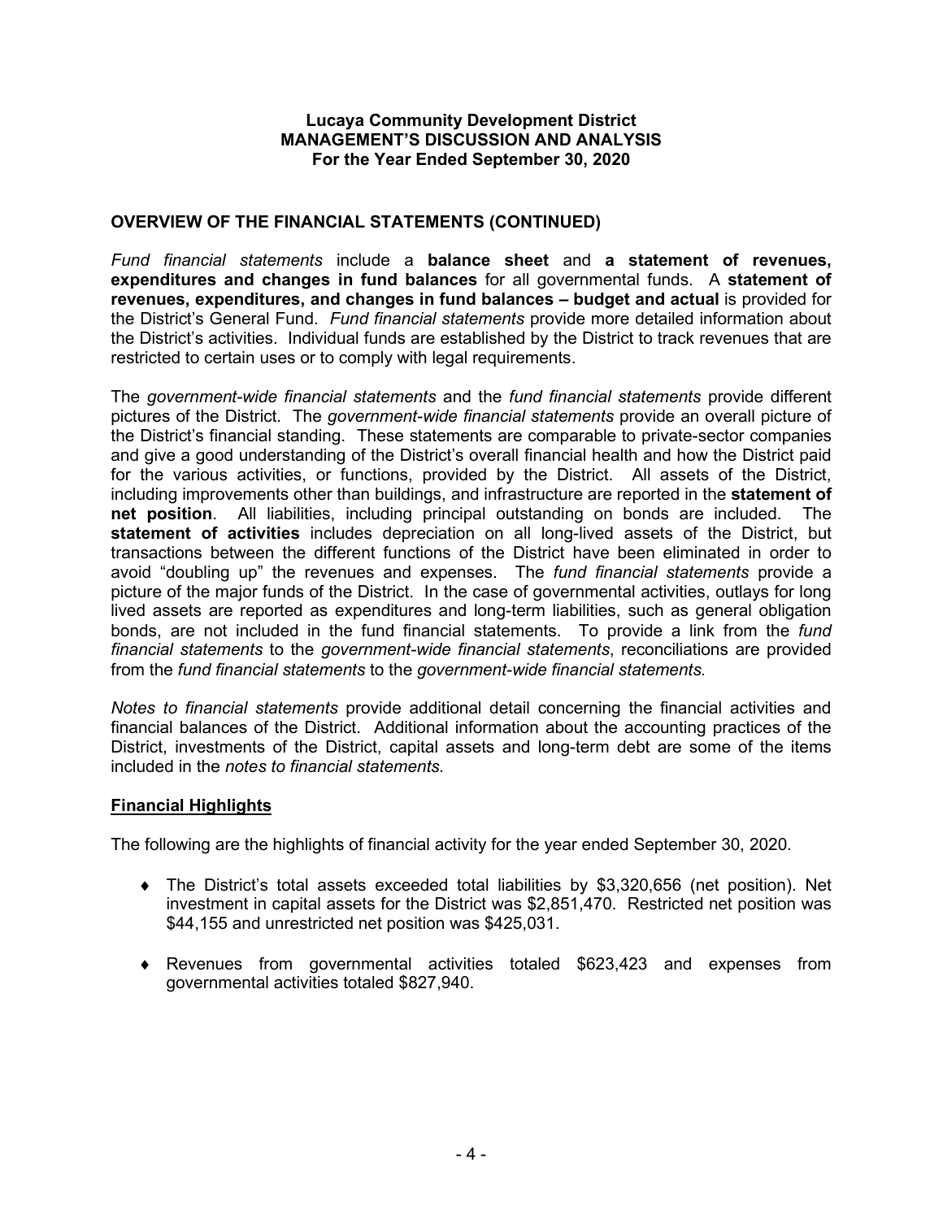**Lucaya Community Development District**
**MANAGEMENT'S DISCUSSION AND ANALYSIS**
**For the Year Ended September 30, 2020**

## OVERVIEW OF THE FINANCIAL STATEMENTS (CONTINUED)

*Fund financial statements* include a **balance sheet** and **a statement of revenues, expenditures and changes in fund balances** for all governmental funds. A **statement of revenues, expenditures, and changes in fund balances – budget and actual** is provided for the District's General Fund. *Fund financial statements* provide more detailed information about the District's activities. Individual funds are established by the District to track revenues that are restricted to certain uses or to comply with legal requirements.

The *government-wide financial statements* and the *fund financial statements* provide different pictures of the District. The *government-wide financial statements* provide an overall picture of the District's financial standing. These statements are comparable to private-sector companies and give a good understanding of the District's overall financial health and how the District paid for the various activities, or functions, provided by the District. All assets of the District, including improvements other than buildings, and infrastructure are reported in the **statement of net position**. All liabilities, including principal outstanding on bonds are included. The **statement of activities** includes depreciation on all long-lived assets of the District, but transactions between the different functions of the District have been eliminated in order to avoid "doubling up" the revenues and expenses. The *fund financial statements* provide a picture of the major funds of the District. In the case of governmental activities, outlays for long lived assets are reported as expenditures and long-term liabilities, such as general obligation bonds, are not included in the fund financial statements. To provide a link from the *fund financial statements* to the *government-wide financial statements*, reconciliations are provided from the *fund financial statements* to the *government-wide financial statements.*

*Notes to financial statements* provide additional detail concerning the financial activities and financial balances of the District. Additional information about the accounting practices of the District, investments of the District, capital assets and long-term debt are some of the items included in the *notes to financial statements.*

### Financial Highlights

The following are the highlights of financial activity for the year ended September 30, 2020.

- The District's total assets exceeded total liabilities by $3,320,656 (net position). Net investment in capital assets for the District was $2,851,470. Restricted net position was $44,155 and unrestricted net position was $425,031.

- Revenues from governmental activities totaled $623,423 and expenses from governmental activities totaled $827,940.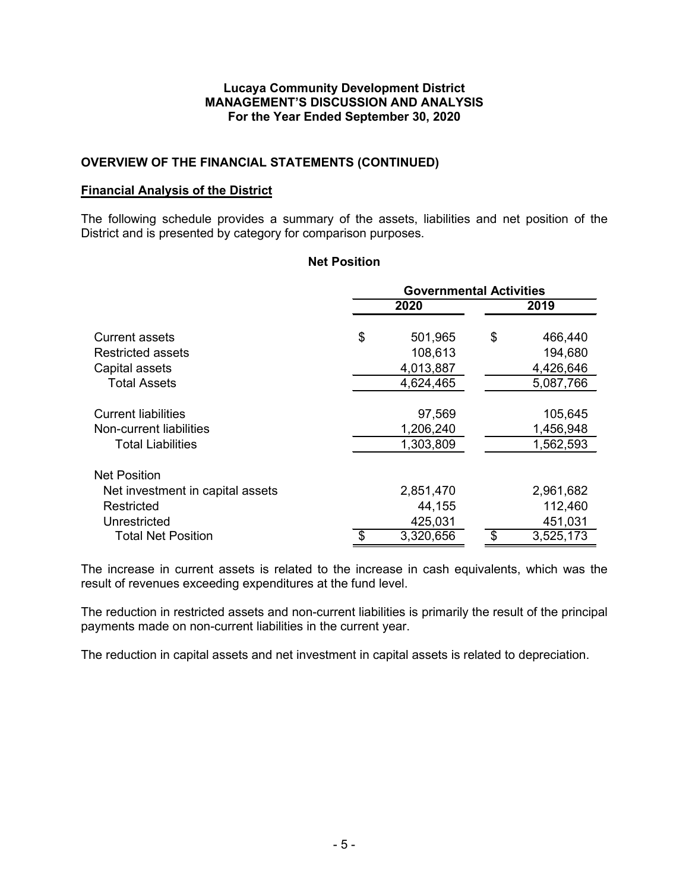**Lucaya Community Development District**
**MANAGEMENT'S DISCUSSION AND ANALYSIS**
**For the Year Ended September 30, 2020**

## OVERVIEW OF THE FINANCIAL STATEMENTS (CONTINUED)

### Financial Analysis of the District

The following schedule provides a summary of the assets, liabilities and net position of the District and is presented by category for comparison purposes.

**Net Position**

| | Governmental Activities | |
|---|---|---|
| | **2020** | **2019** |
| Current assets | $ 501,965 | $ 466,440 |
| Restricted assets | 108,613 | 194,680 |
| Capital assets | 4,013,887 | 4,426,646 |
| Total Assets | 4,624,465 | 5,087,766 |
| Current liabilities | 97,569 | 105,645 |
| Non-current liabilities | 1,206,240 | 1,456,948 |
| Total Liabilities | 1,303,809 | 1,562,593 |
| Net Position | | |
| Net investment in capital assets | 2,851,470 | 2,961,682 |
| Restricted | 44,155 | 112,460 |
| Unrestricted | 425,031 | 451,031 |
| Total Net Position | $ 3,320,656 | $ 3,525,173 |

The increase in current assets is related to the increase in cash equivalents, which was the result of revenues exceeding expenditures at the fund level.

The reduction in restricted assets and non-current liabilities is primarily the result of the principal payments made on non-current liabilities in the current year.

The reduction in capital assets and net investment in capital assets is related to depreciation.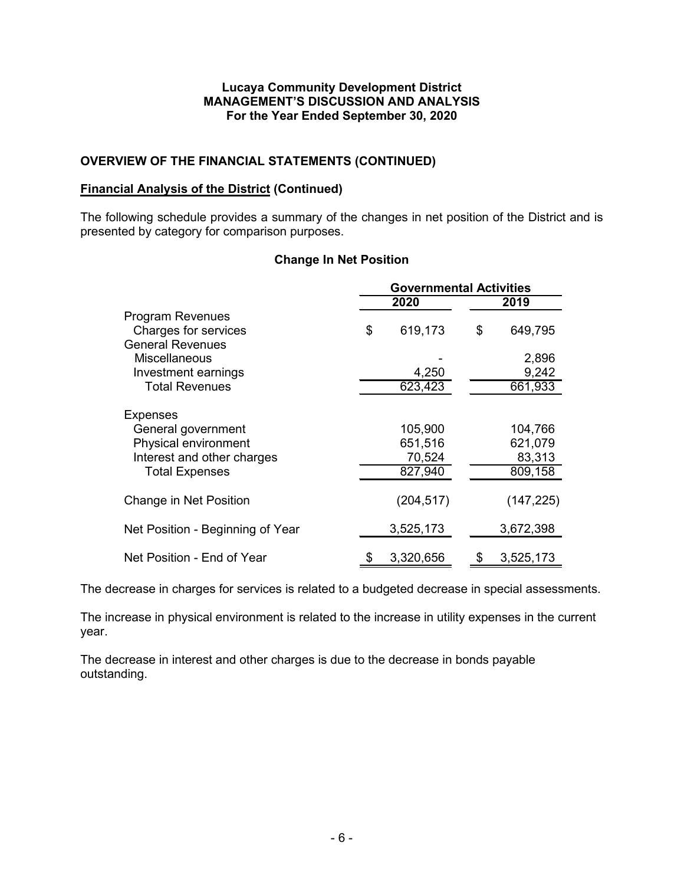**Lucaya Community Development District**
**MANAGEMENT'S DISCUSSION AND ANALYSIS**
**For the Year Ended September 30, 2020**

## OVERVIEW OF THE FINANCIAL STATEMENTS (CONTINUED)

### Financial Analysis of the District (Continued)

The following schedule provides a summary of the changes in net position of the District and is presented by category for comparison purposes.

**Change In Net Position**

| | Governmental Activities | |
|---|---|---|
| | 2020 | 2019 |
| Program Revenues | | |
| Charges for services | $ 619,173 | $ 649,795 |
| General Revenues | | |
| Miscellaneous | - | 2,896 |
| Investment earnings | 4,250 | 9,242 |
| Total Revenues | 623,423 | 661,933 |
| Expenses | | |
| General government | 105,900 | 104,766 |
| Physical environment | 651,516 | 621,079 |
| Interest and other charges | 70,524 | 83,313 |
| Total Expenses | 827,940 | 809,158 |
| Change in Net Position | (204,517) | (147,225) |
| Net Position - Beginning of Year | 3,525,173 | 3,672,398 |
| Net Position - End of Year | $ 3,320,656 | $ 3,525,173 |

The decrease in charges for services is related to a budgeted decrease in special assessments.

The increase in physical environment is related to the increase in utility expenses in the current year.

The decrease in interest and other charges is due to the decrease in bonds payable outstanding.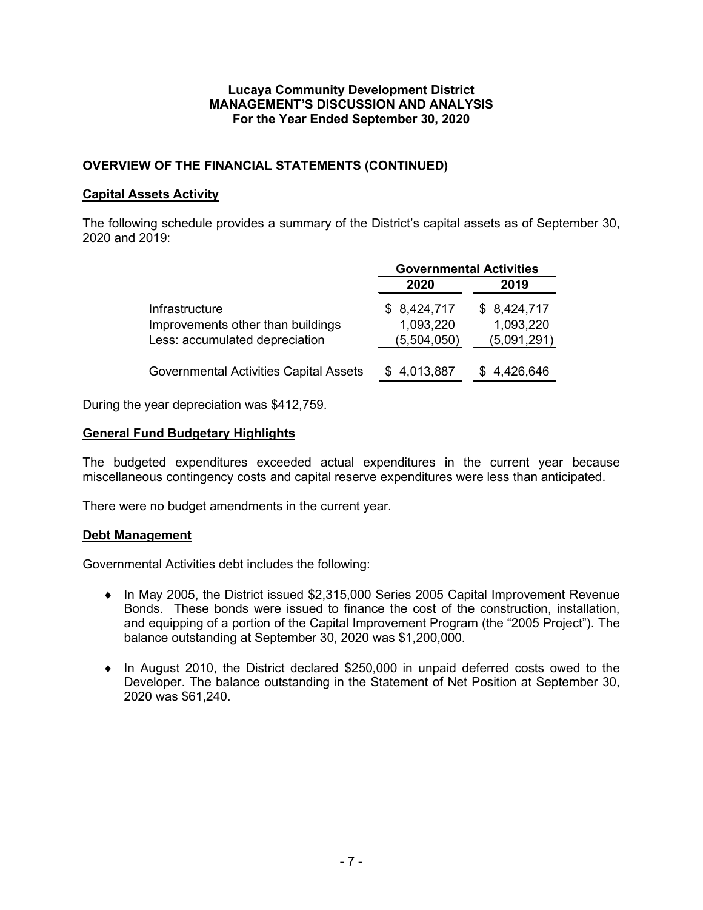**Lucaya Community Development District**
**MANAGEMENT'S DISCUSSION AND ANALYSIS**
**For the Year Ended September 30, 2020**

## OVERVIEW OF THE FINANCIAL STATEMENTS (CONTINUED)

### Capital Assets Activity

The following schedule provides a summary of the District's capital assets as of September 30, 2020 and 2019:

| | Governmental Activities | |
|---|---|---|
| | 2020 | 2019 |
| Infrastructure | $ 8,424,717 | $ 8,424,717 |
| Improvements other than buildings | 1,093,220 | 1,093,220 |
| Less: accumulated depreciation | (5,504,050) | (5,091,291) |
| Governmental Activities Capital Assets | $ 4,013,887 | $ 4,426,646 |

During the year depreciation was $412,759.

### General Fund Budgetary Highlights

The budgeted expenditures exceeded actual expenditures in the current year because miscellaneous contingency costs and capital reserve expenditures were less than anticipated.

There were no budget amendments in the current year.

### Debt Management

Governmental Activities debt includes the following:

- In May 2005, the District issued $2,315,000 Series 2005 Capital Improvement Revenue Bonds. These bonds were issued to finance the cost of the construction, installation, and equipping of a portion of the Capital Improvement Program (the "2005 Project"). The balance outstanding at September 30, 2020 was $1,200,000.

- In August 2010, the District declared $250,000 in unpaid deferred costs owed to the Developer. The balance outstanding in the Statement of Net Position at September 30, 2020 was $61,240.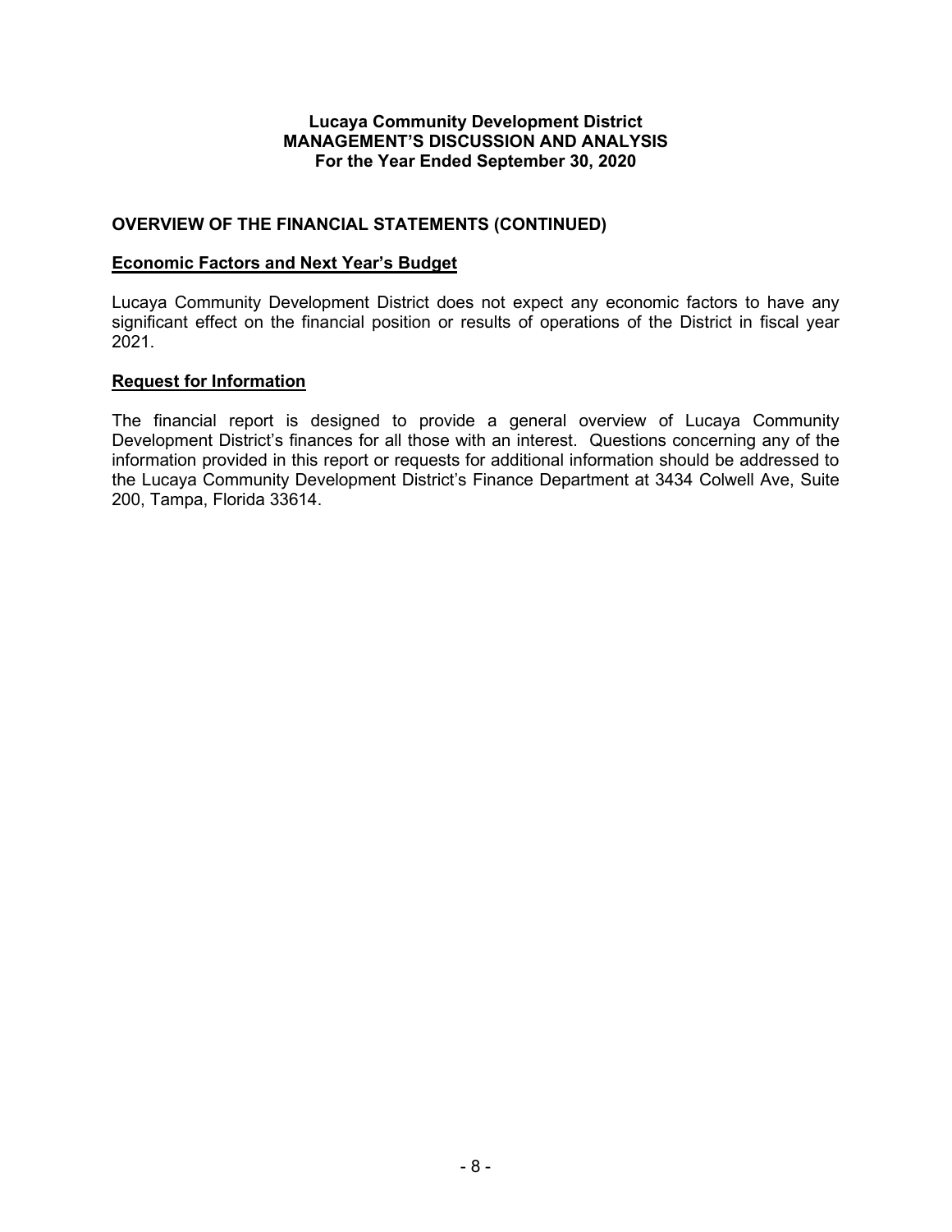## OVERVIEW OF THE FINANCIAL STATEMENTS (CONTINUED)

### Economic Factors and Next Year's Budget

Lucaya Community Development District does not expect any economic factors to have any significant effect on the financial position or results of operations of the District in fiscal year 2021.

### Request for Information

The financial report is designed to provide a general overview of Lucaya Community Development District's finances for all those with an interest. Questions concerning any of the information provided in this report or requests for additional information should be addressed to the Lucaya Community Development District's Finance Department at 3434 Colwell Ave, Suite 200, Tampa, Florida 33614.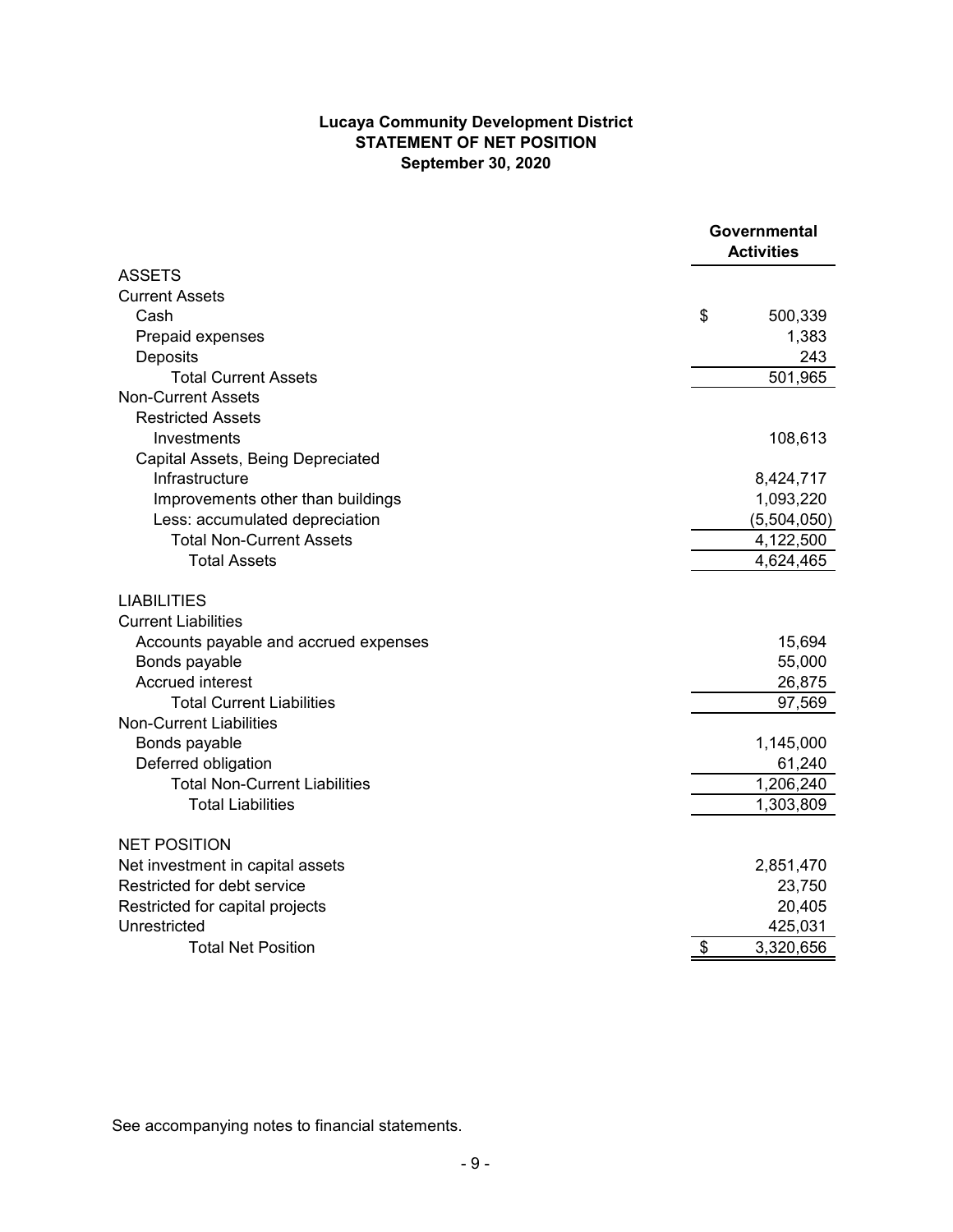**Lucaya Community Development District**
**STATEMENT OF NET POSITION**
**September 30, 2020**

| | Governmental Activities |
|---|---|
| ASSETS | |
| Current Assets | |
| Cash | $ 500,339 |
| Prepaid expenses | 1,383 |
| Deposits | 243 |
| Total Current Assets | 501,965 |
| Non-Current Assets | |
| Restricted Assets | |
| Investments | 108,613 |
| Capital Assets, Being Depreciated | |
| Infrastructure | 8,424,717 |
| Improvements other than buildings | 1,093,220 |
| Less: accumulated depreciation | (5,504,050) |
| Total Non-Current Assets | 4,122,500 |
| Total Assets | 4,624,465 |
| LIABILITIES | |
| Current Liabilities | |
| Accounts payable and accrued expenses | 15,694 |
| Bonds payable | 55,000 |
| Accrued interest | 26,875 |
| Total Current Liabilities | 97,569 |
| Non-Current Liabilities | |
| Bonds payable | 1,145,000 |
| Deferred obligation | 61,240 |
| Total Non-Current Liabilities | 1,206,240 |
| Total Liabilities | 1,303,809 |
| NET POSITION | |
| Net investment in capital assets | 2,851,470 |
| Restricted for debt service | 23,750 |
| Restricted for capital projects | 20,405 |
| Unrestricted | 425,031 |
| Total Net Position | $ 3,320,656 |

See accompanying notes to financial statements.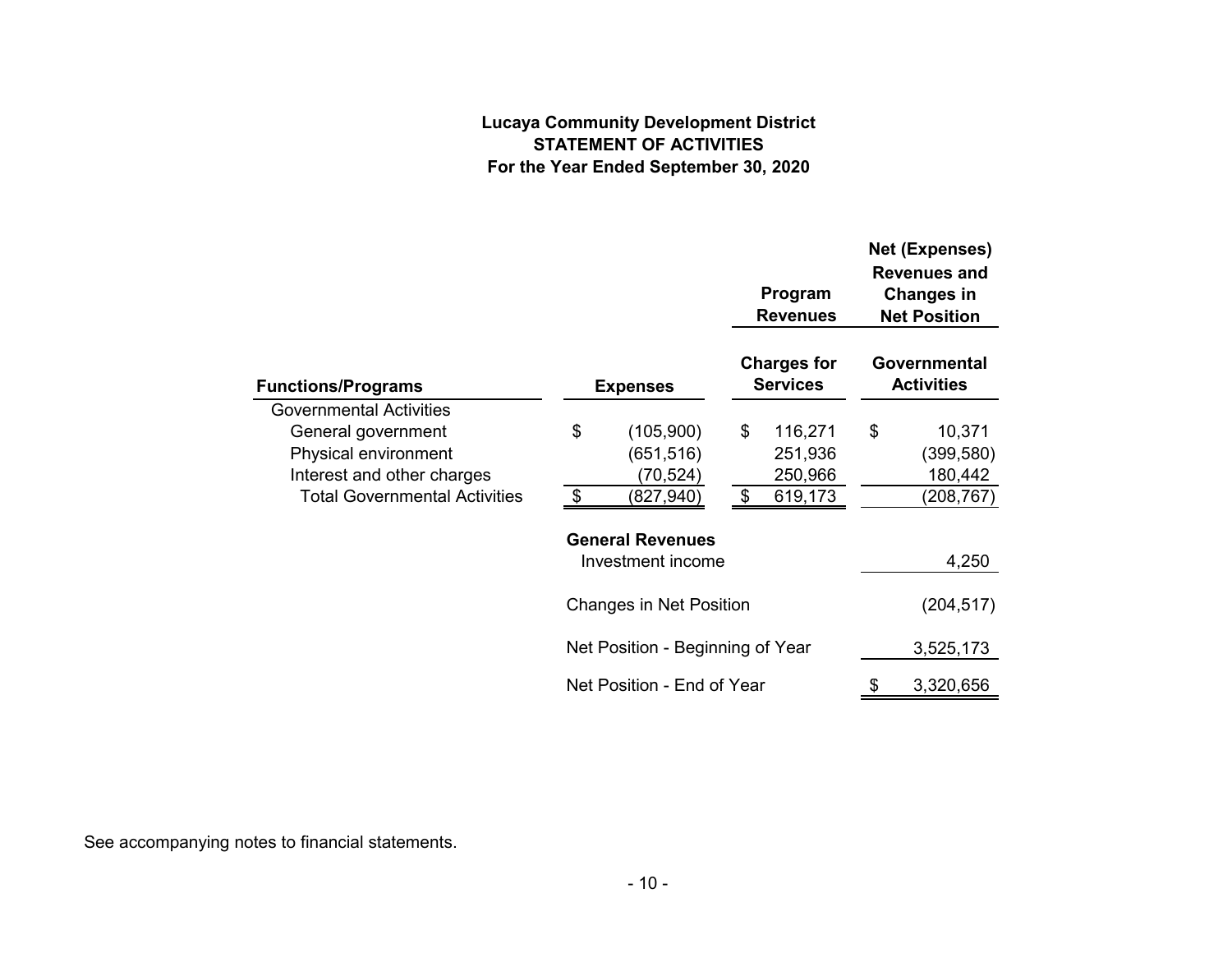**Lucaya Community Development District**
**STATEMENT OF ACTIVITIES**
**For the Year Ended September 30, 2020**

| | | Program Revenues | Net (Expenses) Revenues and Changes in Net Position |
|---|---|---|---|
| **Functions/Programs** | **Expenses** | **Charges for Services** | **Governmental Activities** |
| Governmental Activities | | | |
| General government | $ (105,900) | $ 116,271 | $ 10,371 |
| Physical environment | (651,516) | 251,936 | (399,580) |
| Interest and other charges | (70,524) | 250,966 | 180,442 |
| Total Governmental Activities | $ (827,940) | $ 619,173 | (208,767) |
| | **General Revenues** | | |
| | Investment income | | 4,250 |
| | Changes in Net Position | | (204,517) |
| | Net Position - Beginning of Year | | 3,525,173 |
| | Net Position - End of Year | | $ 3,320,656 |

See accompanying notes to financial statements.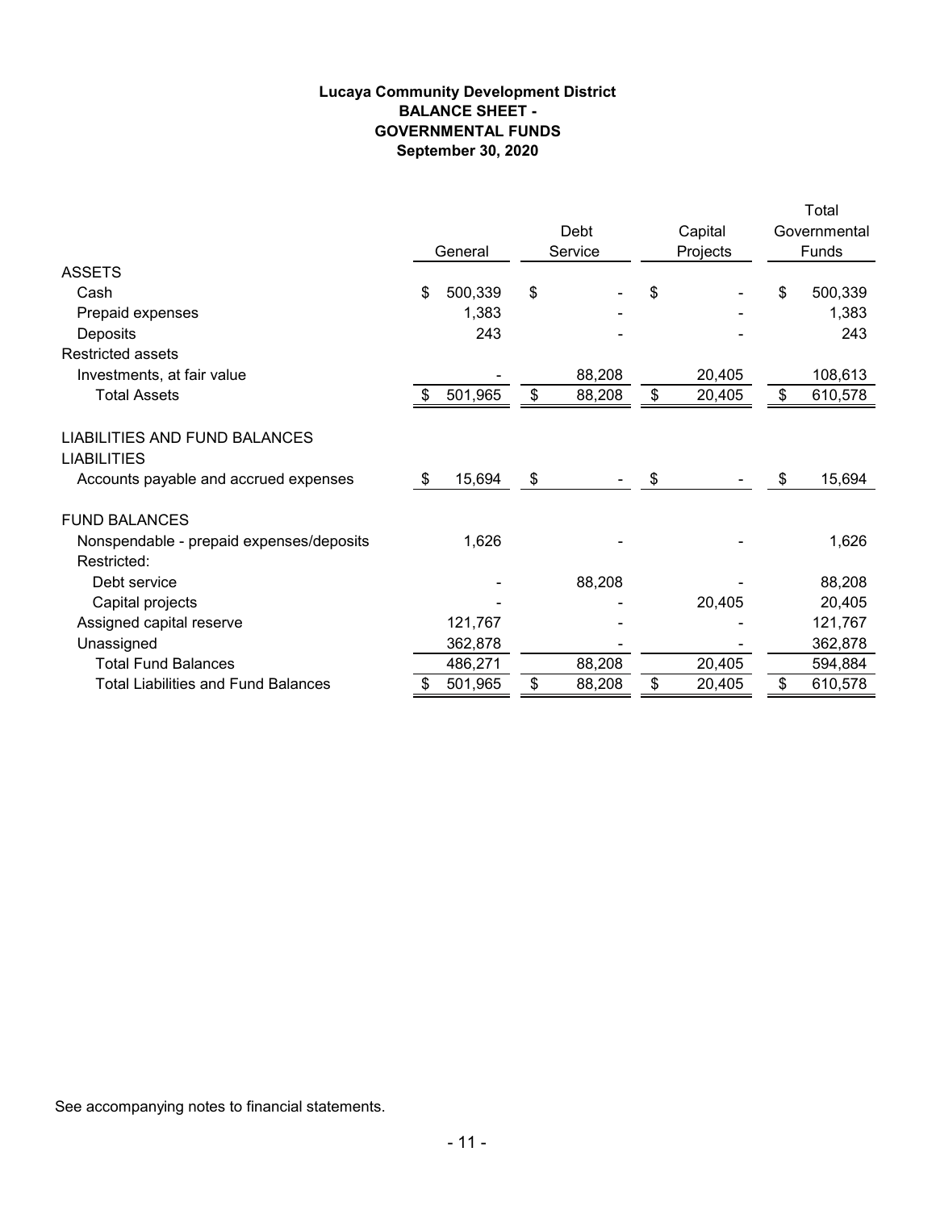**Lucaya Community Development District**
**BALANCE SHEET -**
**GOVERNMENTAL FUNDS**
**September 30, 2020**

| | General | Debt Service | Capital Projects | Total Governmental Funds |
|---|---|---|---|---|
| ASSETS | | | | |
| Cash | $ 500,339 | $ - | $ - | $ 500,339 |
| Prepaid expenses | 1,383 | - | - | 1,383 |
| Deposits | 243 | - | - | 243 |
| Restricted assets | | | | |
| Investments, at fair value | - | 88,208 | 20,405 | 108,613 |
| Total Assets | $ 501,965 | $ 88,208 | $ 20,405 | $ 610,578 |
| LIABILITIES AND FUND BALANCES | | | | |
| LIABILITIES | | | | |
| Accounts payable and accrued expenses | $ 15,694 | $ - | $ - | $ 15,694 |
| FUND BALANCES | | | | |
| Nonspendable - prepaid expenses/deposits | 1,626 | - | - | 1,626 |
| Restricted: | | | | |
| Debt service | - | 88,208 | - | 88,208 |
| Capital projects | - | - | 20,405 | 20,405 |
| Assigned capital reserve | 121,767 | - | - | 121,767 |
| Unassigned | 362,878 | - | - | 362,878 |
| Total Fund Balances | 486,271 | 88,208 | 20,405 | 594,884 |
| Total Liabilities and Fund Balances | $ 501,965 | $ 88,208 | $ 20,405 | $ 610,578 |

See accompanying notes to financial statements.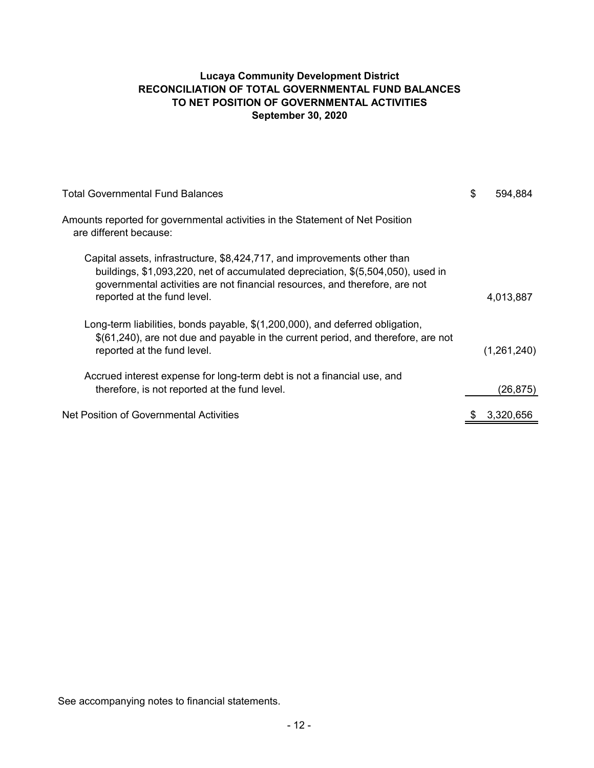# Lucaya Community Development District
## RECONCILIATION OF TOTAL GOVERNMENTAL FUND BALANCES TO NET POSITION OF GOVERNMENTAL ACTIVITIES
### September 30, 2020

| | | |
|---|---|---|
| Total Governmental Fund Balances | $ | 594,884 |
| Amounts reported for governmental activities in the Statement of Net Position are different because: | | |
| Capital assets, infrastructure, $8,424,717, and improvements other than buildings, $1,093,220, net of accumulated depreciation, $(5,504,050), used in governmental activities are not financial resources, and therefore, are not reported at the fund level. | | 4,013,887 |
| Long-term liabilities, bonds payable, $(1,200,000), and deferred obligation, $(61,240), are not due and payable in the current period, and therefore, are not reported at the fund level. | | (1,261,240) |
| Accrued interest expense for long-term debt is not a financial use, and therefore, is not reported at the fund level. | | (26,875) |
| Net Position of Governmental Activities | $ | 3,320,656 |

See accompanying notes to financial statements.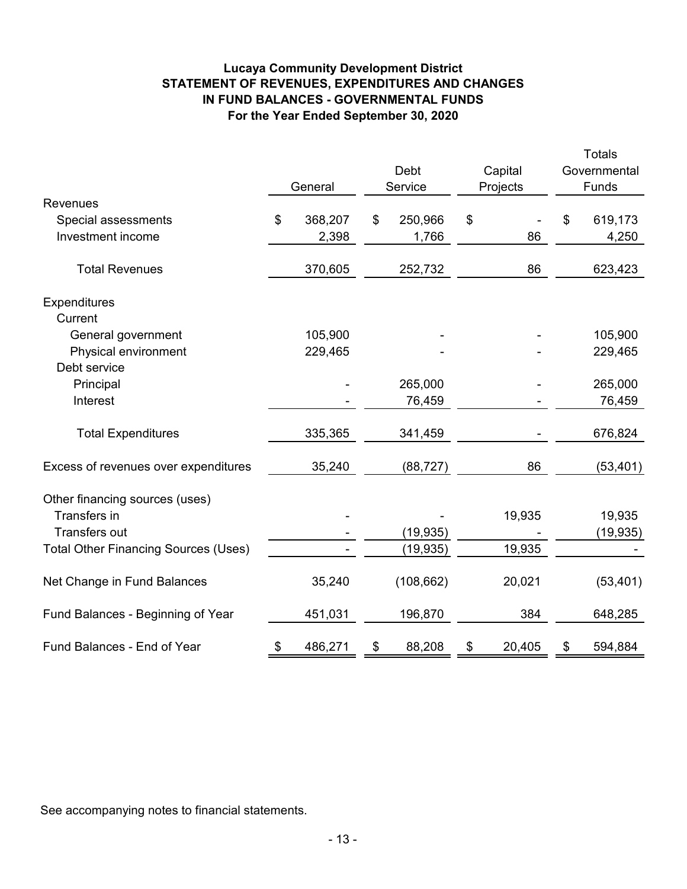# Lucaya Community Development District
## STATEMENT OF REVENUES, EXPENDITURES AND CHANGES IN FUND BALANCES - GOVERNMENTAL FUNDS
### For the Year Ended September 30, 2020

| | General | Debt Service | Capital Projects | Totals Governmental Funds |
|---|---|---|---|---|
| **Revenues** | | | | |
| Special assessments | $ 368,207 | $ 250,966 | $ - | $ 619,173 |
| Investment income | 2,398 | 1,766 | 86 | 4,250 |
| Total Revenues | 370,605 | 252,732 | 86 | 623,423 |
| **Expenditures** | | | | |
| Current | | | | |
| General government | 105,900 | - | - | 105,900 |
| Physical environment | 229,465 | - | - | 229,465 |
| Debt service | | | | |
| Principal | - | 265,000 | - | 265,000 |
| Interest | - | 76,459 | - | 76,459 |
| Total Expenditures | 335,365 | 341,459 | - | 676,824 |
| Excess of revenues over expenditures | 35,240 | (88,727) | 86 | (53,401) |
| Other financing sources (uses) | | | | |
| Transfers in | - | - | 19,935 | 19,935 |
| Transfers out | - | (19,935) | - | (19,935) |
| Total Other Financing Sources (Uses) | - | (19,935) | 19,935 | - |
| Net Change in Fund Balances | 35,240 | (108,662) | 20,021 | (53,401) |
| Fund Balances - Beginning of Year | 451,031 | 196,870 | 384 | 648,285 |
| Fund Balances - End of Year | $ 486,271 | $ 88,208 | $ 20,405 | $ 594,884 |

See accompanying notes to financial statements.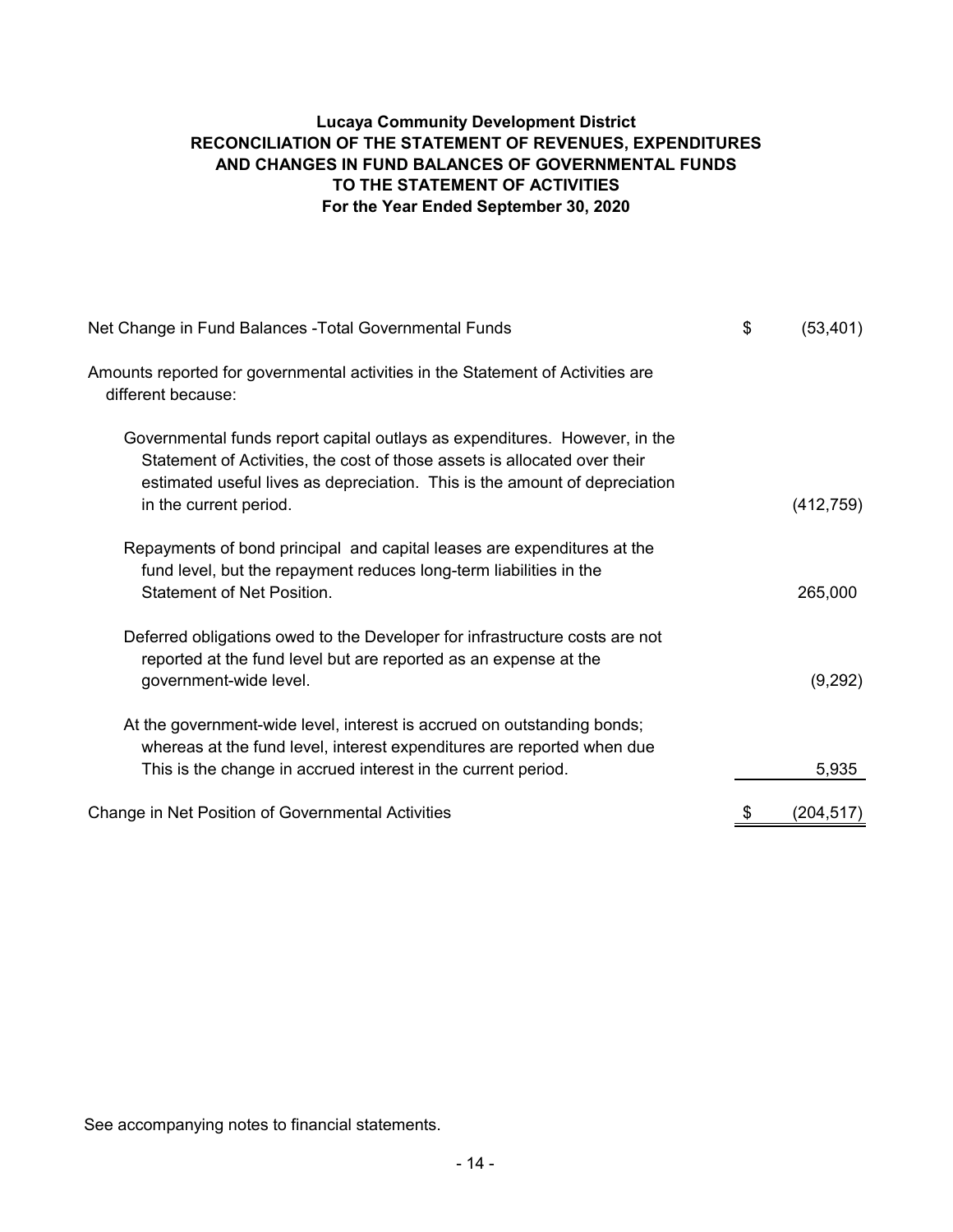## Lucaya Community Development District
## RECONCILIATION OF THE STATEMENT OF REVENUES, EXPENDITURES AND CHANGES IN FUND BALANCES OF GOVERNMENTAL FUNDS TO THE STATEMENT OF ACTIVITIES
## For the Year Ended September 30, 2020

| | | |
|---|---|---|
| Net Change in Fund Balances -Total Governmental Funds | $ | (53,401) |
| Amounts reported for governmental activities in the Statement of Activities are different because: | | |
| Governmental funds report capital outlays as expenditures. However, in the Statement of Activities, the cost of those assets is allocated over their estimated useful lives as depreciation. This is the amount of depreciation in the current period. | | (412,759) |
| Repayments of bond principal and capital leases are expenditures at the fund level, but the repayment reduces long-term liabilities in the Statement of Net Position. | | 265,000 |
| Deferred obligations owed to the Developer for infrastructure costs are not reported at the fund level but are reported as an expense at the government-wide level. | | (9,292) |
| At the government-wide level, interest is accrued on outstanding bonds; whereas at the fund level, interest expenditures are reported when due This is the change in accrued interest in the current period. | | 5,935 |
| Change in Net Position of Governmental Activities | $ | (204,517) |

See accompanying notes to financial statements.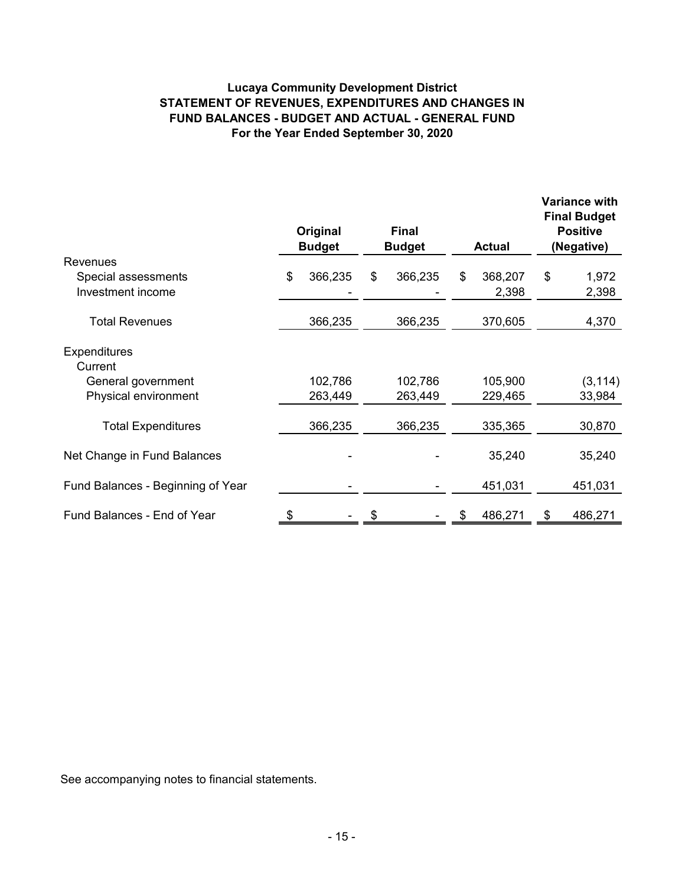**Lucaya Community Development District**
**STATEMENT OF REVENUES, EXPENDITURES AND CHANGES IN FUND BALANCES - BUDGET AND ACTUAL - GENERAL FUND**
**For the Year Ended September 30, 2020**

| | Original Budget | Final Budget | Actual | Variance with Final Budget Positive (Negative) |
|---|---|---|---|---|
| Revenues | | | | |
| Special assessments | $ 366,235 | $ 366,235 | $ 368,207 | $ 1,972 |
| Investment income | - | - | 2,398 | 2,398 |
| Total Revenues | 366,235 | 366,235 | 370,605 | 4,370 |
| Expenditures | | | | |
| Current | | | | |
| General government | 102,786 | 102,786 | 105,900 | (3,114) |
| Physical environment | 263,449 | 263,449 | 229,465 | 33,984 |
| Total Expenditures | 366,235 | 366,235 | 335,365 | 30,870 |
| Net Change in Fund Balances | - | - | 35,240 | 35,240 |
| Fund Balances - Beginning of Year | - | - | 451,031 | 451,031 |
| Fund Balances - End of Year | $ - | $ - | $ 486,271 | $ 486,271 |

See accompanying notes to financial statements.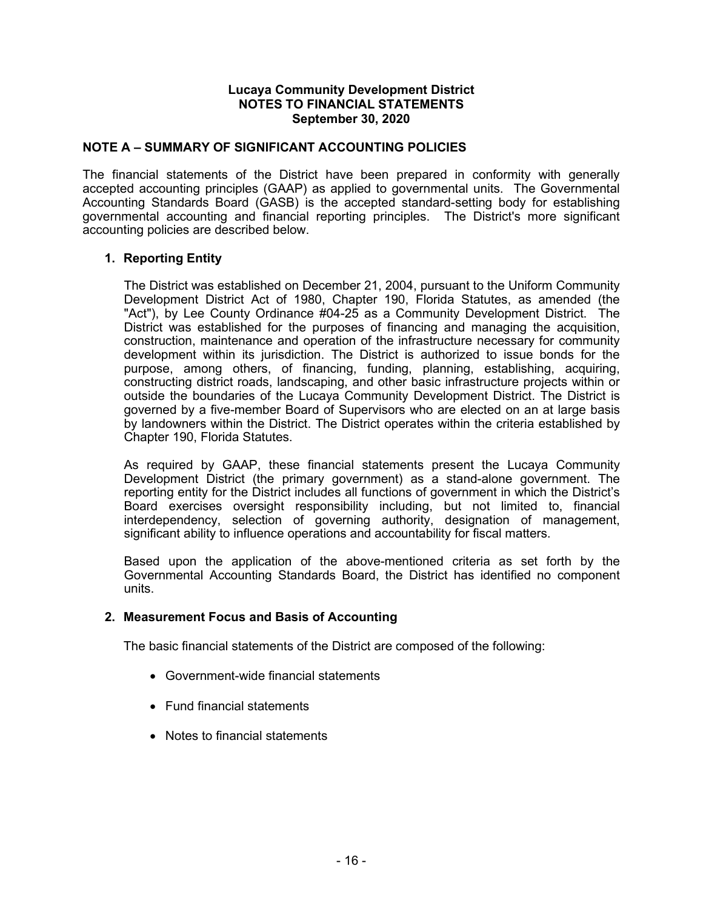**Lucaya Community Development District**
**NOTES TO FINANCIAL STATEMENTS**
**September 30, 2020**

## NOTE A – SUMMARY OF SIGNIFICANT ACCOUNTING POLICIES

The financial statements of the District have been prepared in conformity with generally accepted accounting principles (GAAP) as applied to governmental units. The Governmental Accounting Standards Board (GASB) is the accepted standard-setting body for establishing governmental accounting and financial reporting principles. The District's more significant accounting policies are described below.

### 1. Reporting Entity

The District was established on December 21, 2004, pursuant to the Uniform Community Development District Act of 1980, Chapter 190, Florida Statutes, as amended (the "Act"), by Lee County Ordinance #04-25 as a Community Development District. The District was established for the purposes of financing and managing the acquisition, construction, maintenance and operation of the infrastructure necessary for community development within its jurisdiction. The District is authorized to issue bonds for the purpose, among others, of financing, funding, planning, establishing, acquiring, constructing district roads, landscaping, and other basic infrastructure projects within or outside the boundaries of the Lucaya Community Development District. The District is governed by a five-member Board of Supervisors who are elected on an at large basis by landowners within the District. The District operates within the criteria established by Chapter 190, Florida Statutes.

As required by GAAP, these financial statements present the Lucaya Community Development District (the primary government) as a stand-alone government. The reporting entity for the District includes all functions of government in which the District's Board exercises oversight responsibility including, but not limited to, financial interdependency, selection of governing authority, designation of management, significant ability to influence operations and accountability for fiscal matters.

Based upon the application of the above-mentioned criteria as set forth by the Governmental Accounting Standards Board, the District has identified no component units.

### 2. Measurement Focus and Basis of Accounting

The basic financial statements of the District are composed of the following:

- Government-wide financial statements
- Fund financial statements
- Notes to financial statements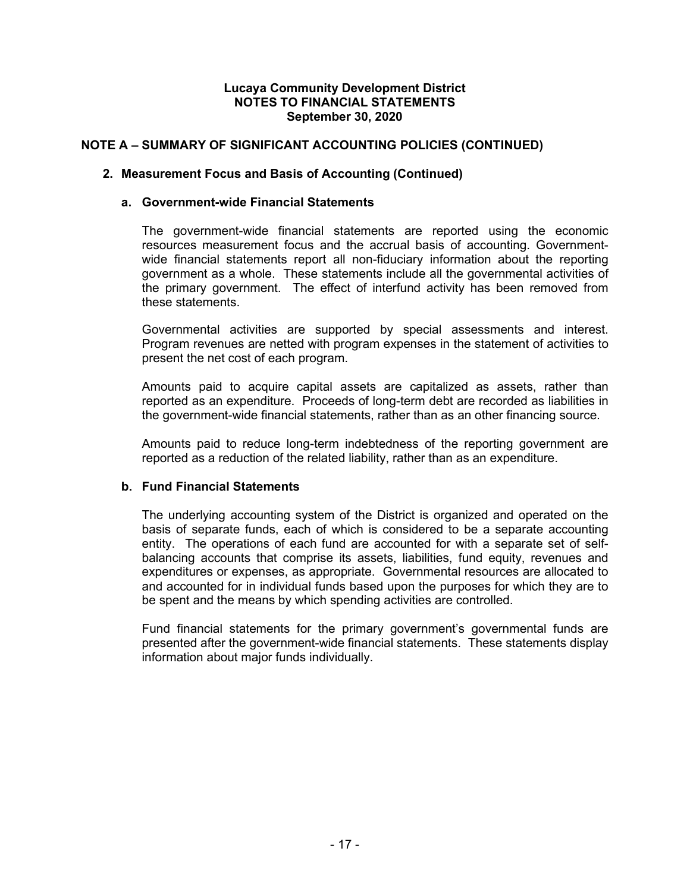## NOTE A – SUMMARY OF SIGNIFICANT ACCOUNTING POLICIES (CONTINUED)

### 2. Measurement Focus and Basis of Accounting (Continued)

#### a. Government-wide Financial Statements

The government-wide financial statements are reported using the economic resources measurement focus and the accrual basis of accounting. Government-wide financial statements report all non-fiduciary information about the reporting government as a whole. These statements include all the governmental activities of the primary government. The effect of interfund activity has been removed from these statements.

Governmental activities are supported by special assessments and interest. Program revenues are netted with program expenses in the statement of activities to present the net cost of each program.

Amounts paid to acquire capital assets are capitalized as assets, rather than reported as an expenditure. Proceeds of long-term debt are recorded as liabilities in the government-wide financial statements, rather than as an other financing source.

Amounts paid to reduce long-term indebtedness of the reporting government are reported as a reduction of the related liability, rather than as an expenditure.

#### b. Fund Financial Statements

The underlying accounting system of the District is organized and operated on the basis of separate funds, each of which is considered to be a separate accounting entity. The operations of each fund are accounted for with a separate set of self-balancing accounts that comprise its assets, liabilities, fund equity, revenues and expenditures or expenses, as appropriate. Governmental resources are allocated to and accounted for in individual funds based upon the purposes for which they are to be spent and the means by which spending activities are controlled.

Fund financial statements for the primary government's governmental funds are presented after the government-wide financial statements. These statements display information about major funds individually.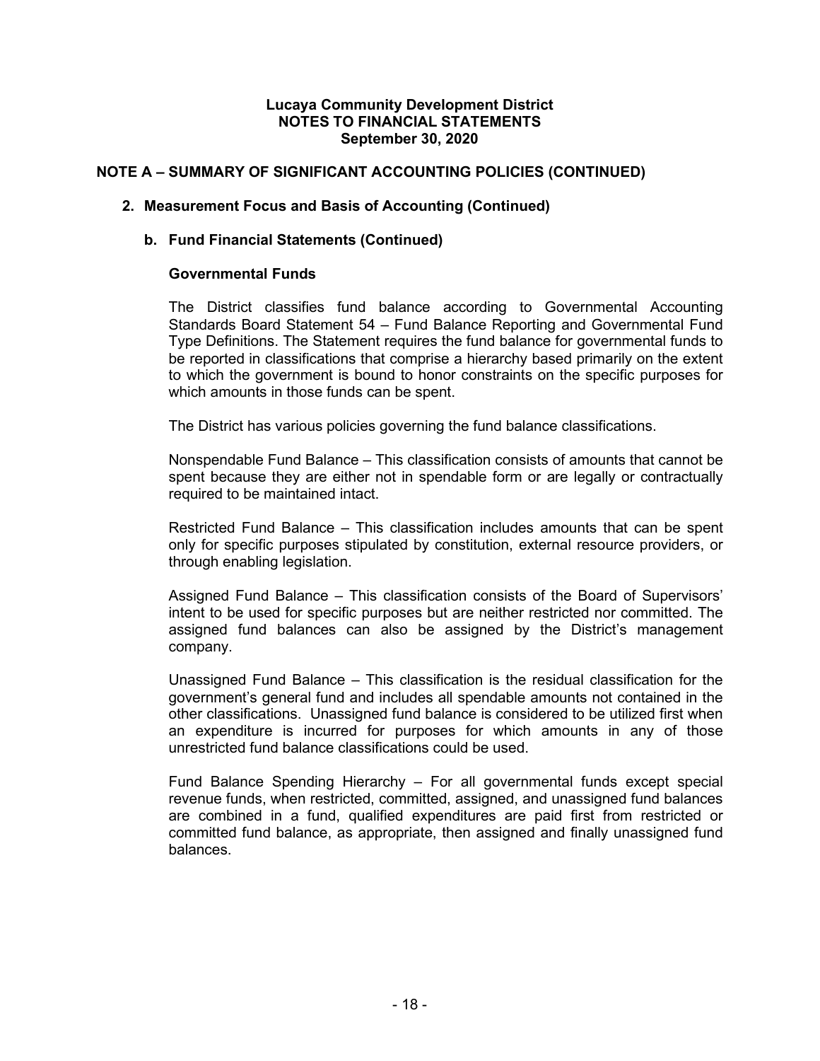## NOTE A – SUMMARY OF SIGNIFICANT ACCOUNTING POLICIES (CONTINUED)

### 2. Measurement Focus and Basis of Accounting (Continued)

#### b. Fund Financial Statements (Continued)

**Governmental Funds**

The District classifies fund balance according to Governmental Accounting Standards Board Statement 54 – Fund Balance Reporting and Governmental Fund Type Definitions. The Statement requires the fund balance for governmental funds to be reported in classifications that comprise a hierarchy based primarily on the extent to which the government is bound to honor constraints on the specific purposes for which amounts in those funds can be spent.

The District has various policies governing the fund balance classifications.

Nonspendable Fund Balance – This classification consists of amounts that cannot be spent because they are either not in spendable form or are legally or contractually required to be maintained intact.

Restricted Fund Balance – This classification includes amounts that can be spent only for specific purposes stipulated by constitution, external resource providers, or through enabling legislation.

Assigned Fund Balance – This classification consists of the Board of Supervisors' intent to be used for specific purposes but are neither restricted nor committed. The assigned fund balances can also be assigned by the District's management company.

Unassigned Fund Balance – This classification is the residual classification for the government's general fund and includes all spendable amounts not contained in the other classifications. Unassigned fund balance is considered to be utilized first when an expenditure is incurred for purposes for which amounts in any of those unrestricted fund balance classifications could be used.

Fund Balance Spending Hierarchy – For all governmental funds except special revenue funds, when restricted, committed, assigned, and unassigned fund balances are combined in a fund, qualified expenditures are paid first from restricted or committed fund balance, as appropriate, then assigned and finally unassigned fund balances.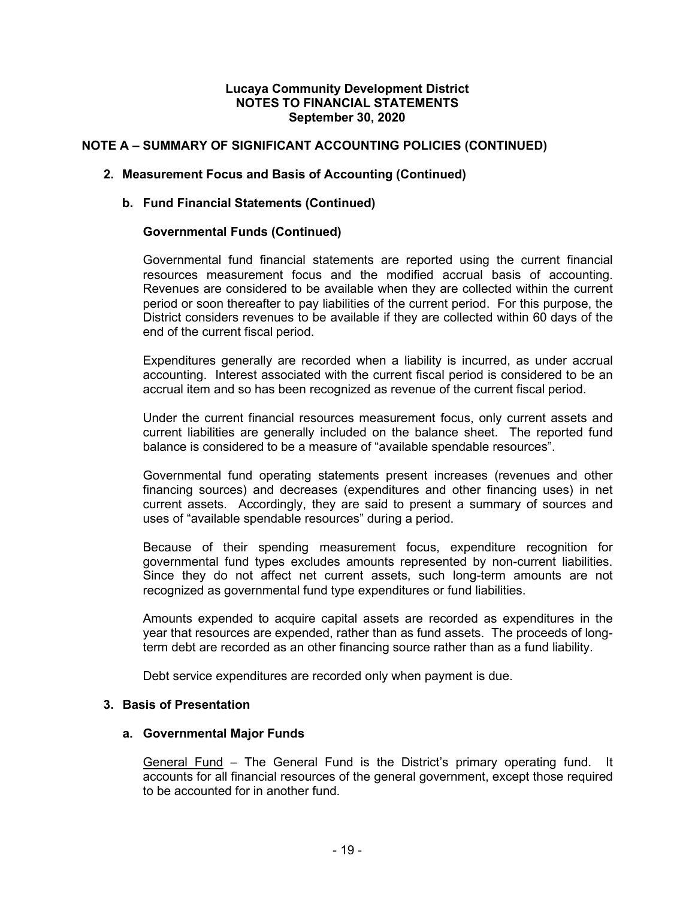## NOTE A – SUMMARY OF SIGNIFICANT ACCOUNTING POLICIES (CONTINUED)

### 2. Measurement Focus and Basis of Accounting (Continued)

#### b. Fund Financial Statements (Continued)

**Governmental Funds (Continued)**

Governmental fund financial statements are reported using the current financial resources measurement focus and the modified accrual basis of accounting. Revenues are considered to be available when they are collected within the current period or soon thereafter to pay liabilities of the current period. For this purpose, the District considers revenues to be available if they are collected within 60 days of the end of the current fiscal period.

Expenditures generally are recorded when a liability is incurred, as under accrual accounting. Interest associated with the current fiscal period is considered to be an accrual item and so has been recognized as revenue of the current fiscal period.

Under the current financial resources measurement focus, only current assets and current liabilities are generally included on the balance sheet. The reported fund balance is considered to be a measure of "available spendable resources".

Governmental fund operating statements present increases (revenues and other financing sources) and decreases (expenditures and other financing uses) in net current assets. Accordingly, they are said to present a summary of sources and uses of "available spendable resources" during a period.

Because of their spending measurement focus, expenditure recognition for governmental fund types excludes amounts represented by non-current liabilities. Since they do not affect net current assets, such long-term amounts are not recognized as governmental fund type expenditures or fund liabilities.

Amounts expended to acquire capital assets are recorded as expenditures in the year that resources are expended, rather than as fund assets. The proceeds of long-term debt are recorded as an other financing source rather than as a fund liability.

Debt service expenditures are recorded only when payment is due.

### 3. Basis of Presentation

#### a. Governmental Major Funds

General Fund – The General Fund is the District's primary operating fund. It accounts for all financial resources of the general government, except those required to be accounted for in another fund.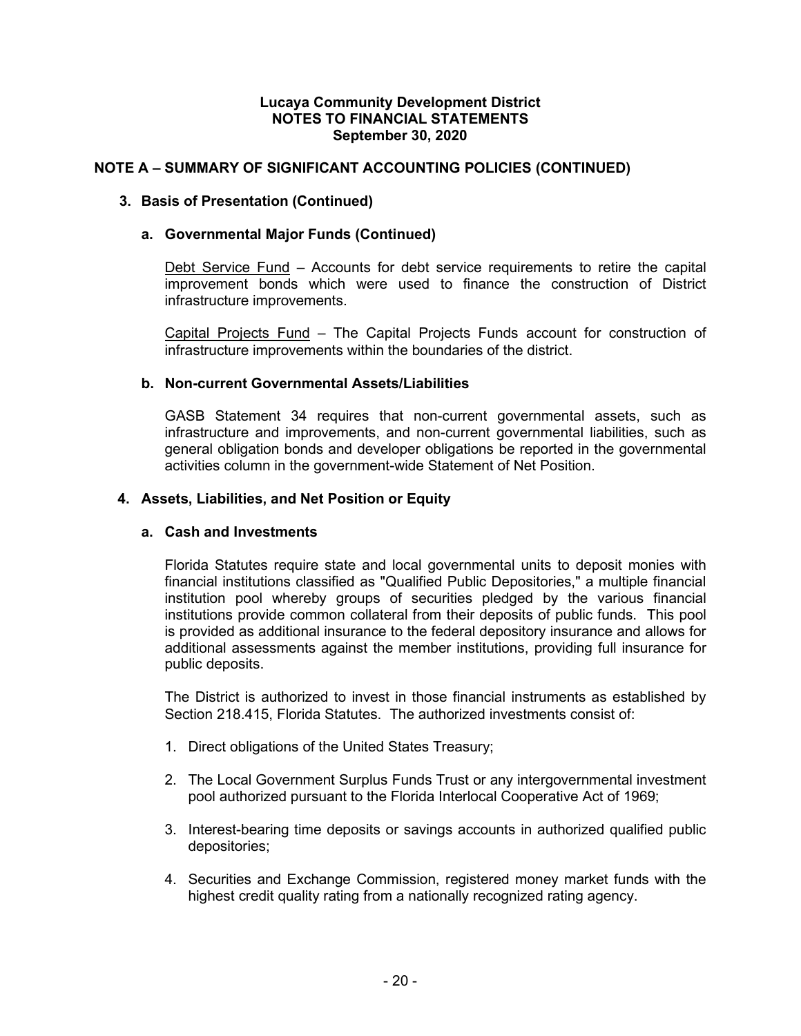**Lucaya Community Development District**
**NOTES TO FINANCIAL STATEMENTS**
**September 30, 2020**

## NOTE A – SUMMARY OF SIGNIFICANT ACCOUNTING POLICIES (CONTINUED)

### 3. Basis of Presentation (Continued)

#### a. Governmental Major Funds (Continued)

Debt Service Fund – Accounts for debt service requirements to retire the capital improvement bonds which were used to finance the construction of District infrastructure improvements.

Capital Projects Fund – The Capital Projects Funds account for construction of infrastructure improvements within the boundaries of the district.

#### b. Non-current Governmental Assets/Liabilities

GASB Statement 34 requires that non-current governmental assets, such as infrastructure and improvements, and non-current governmental liabilities, such as general obligation bonds and developer obligations be reported in the governmental activities column in the government-wide Statement of Net Position.

### 4. Assets, Liabilities, and Net Position or Equity

#### a. Cash and Investments

Florida Statutes require state and local governmental units to deposit monies with financial institutions classified as "Qualified Public Depositories," a multiple financial institution pool whereby groups of securities pledged by the various financial institutions provide common collateral from their deposits of public funds. This pool is provided as additional insurance to the federal depository insurance and allows for additional assessments against the member institutions, providing full insurance for public deposits.

The District is authorized to invest in those financial instruments as established by Section 218.415, Florida Statutes. The authorized investments consist of:

1. Direct obligations of the United States Treasury;
2. The Local Government Surplus Funds Trust or any intergovernmental investment pool authorized pursuant to the Florida Interlocal Cooperative Act of 1969;
3. Interest-bearing time deposits or savings accounts in authorized qualified public depositories;
4. Securities and Exchange Commission, registered money market funds with the highest credit quality rating from a nationally recognized rating agency.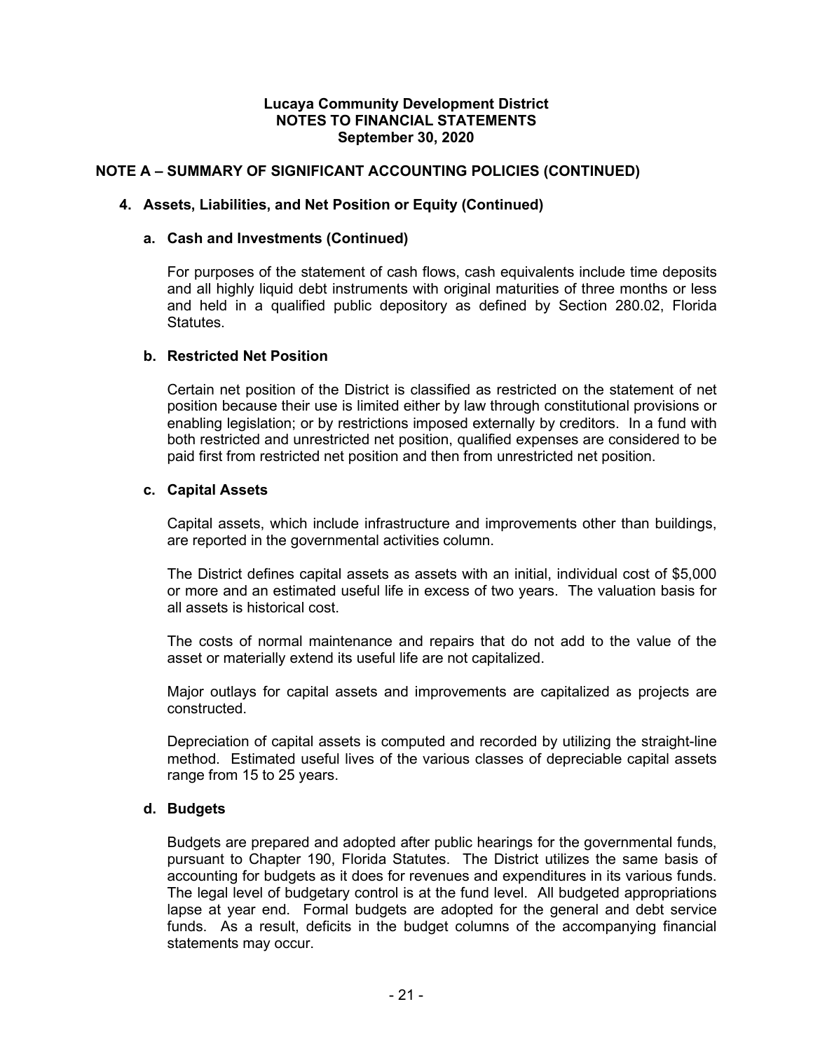**Lucaya Community Development District**
**NOTES TO FINANCIAL STATEMENTS**
**September 30, 2020**

## NOTE A – SUMMARY OF SIGNIFICANT ACCOUNTING POLICIES (CONTINUED)

### 4. Assets, Liabilities, and Net Position or Equity (Continued)

#### a. Cash and Investments (Continued)

For purposes of the statement of cash flows, cash equivalents include time deposits and all highly liquid debt instruments with original maturities of three months or less and held in a qualified public depository as defined by Section 280.02, Florida Statutes.

#### b. Restricted Net Position

Certain net position of the District is classified as restricted on the statement of net position because their use is limited either by law through constitutional provisions or enabling legislation; or by restrictions imposed externally by creditors. In a fund with both restricted and unrestricted net position, qualified expenses are considered to be paid first from restricted net position and then from unrestricted net position.

#### c. Capital Assets

Capital assets, which include infrastructure and improvements other than buildings, are reported in the governmental activities column.

The District defines capital assets as assets with an initial, individual cost of $5,000 or more and an estimated useful life in excess of two years. The valuation basis for all assets is historical cost.

The costs of normal maintenance and repairs that do not add to the value of the asset or materially extend its useful life are not capitalized.

Major outlays for capital assets and improvements are capitalized as projects are constructed.

Depreciation of capital assets is computed and recorded by utilizing the straight-line method. Estimated useful lives of the various classes of depreciable capital assets range from 15 to 25 years.

#### d. Budgets

Budgets are prepared and adopted after public hearings for the governmental funds, pursuant to Chapter 190, Florida Statutes. The District utilizes the same basis of accounting for budgets as it does for revenues and expenditures in its various funds. The legal level of budgetary control is at the fund level. All budgeted appropriations lapse at year end. Formal budgets are adopted for the general and debt service funds. As a result, deficits in the budget columns of the accompanying financial statements may occur.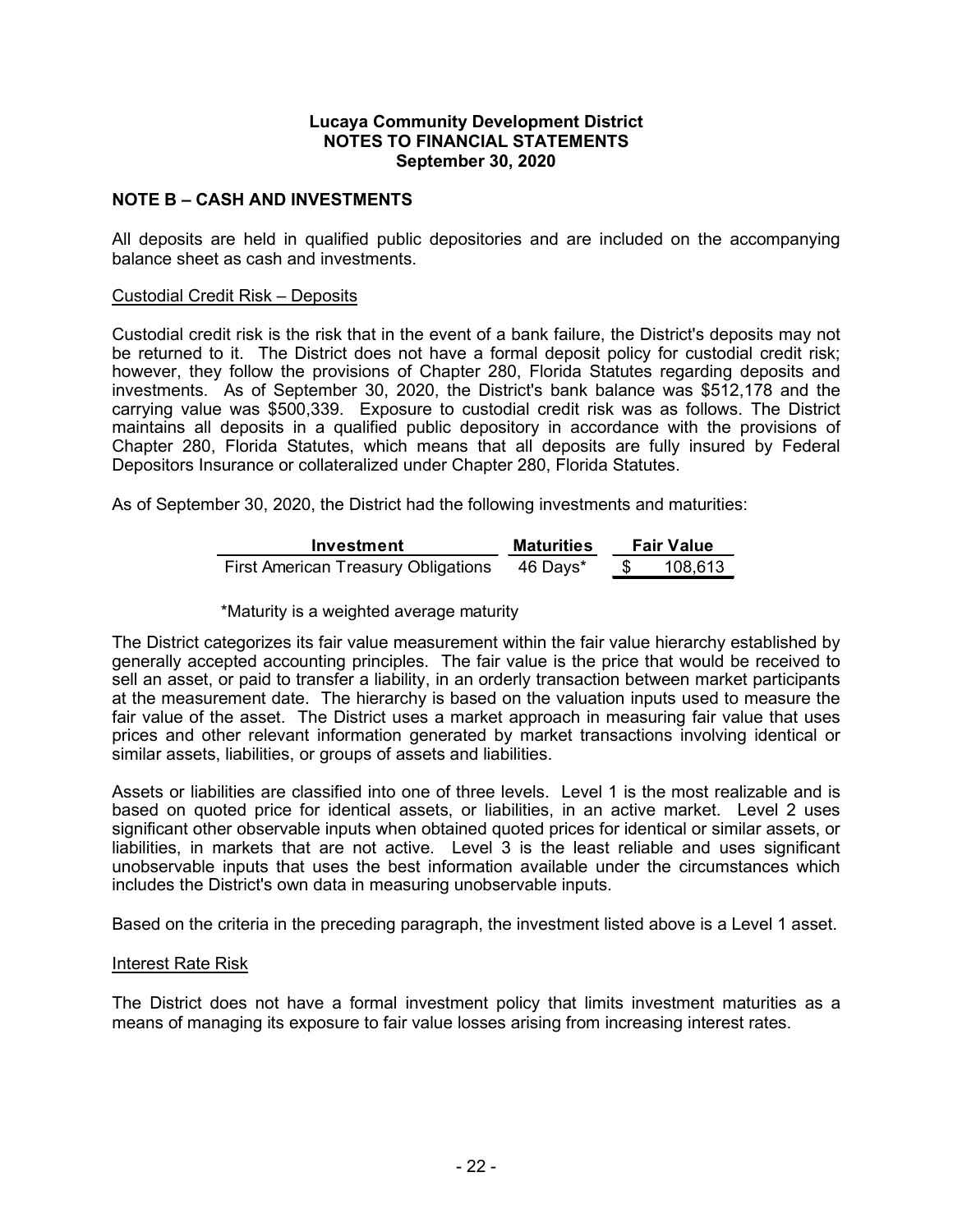**Lucaya Community Development District**
**NOTES TO FINANCIAL STATEMENTS**
**September 30, 2020**

## NOTE B – CASH AND INVESTMENTS

All deposits are held in qualified public depositories and are included on the accompanying balance sheet as cash and investments.

Custodial Credit Risk – Deposits

Custodial credit risk is the risk that in the event of a bank failure, the District's deposits may not be returned to it. The District does not have a formal deposit policy for custodial credit risk; however, they follow the provisions of Chapter 280, Florida Statutes regarding deposits and investments. As of September 30, 2020, the District's bank balance was $512,178 and the carrying value was $500,339. Exposure to custodial credit risk was as follows. The District maintains all deposits in a qualified public depository in accordance with the provisions of Chapter 280, Florida Statutes, which means that all deposits are fully insured by Federal Depositors Insurance or collateralized under Chapter 280, Florida Statutes.

As of September 30, 2020, the District had the following investments and maturities:

| Investment | Maturities | Fair Value |
|---|---|---|
| First American Treasury Obligations | 46 Days* | $ 108,613 |

*Maturity is a weighted average maturity

The District categorizes its fair value measurement within the fair value hierarchy established by generally accepted accounting principles. The fair value is the price that would be received to sell an asset, or paid to transfer a liability, in an orderly transaction between market participants at the measurement date. The hierarchy is based on the valuation inputs used to measure the fair value of the asset. The District uses a market approach in measuring fair value that uses prices and other relevant information generated by market transactions involving identical or similar assets, liabilities, or groups of assets and liabilities.

Assets or liabilities are classified into one of three levels. Level 1 is the most realizable and is based on quoted price for identical assets, or liabilities, in an active market. Level 2 uses significant other observable inputs when obtained quoted prices for identical or similar assets, or liabilities, in markets that are not active. Level 3 is the least reliable and uses significant unobservable inputs that uses the best information available under the circumstances which includes the District's own data in measuring unobservable inputs.

Based on the criteria in the preceding paragraph, the investment listed above is a Level 1 asset.

Interest Rate Risk

The District does not have a formal investment policy that limits investment maturities as a means of managing its exposure to fair value losses arising from increasing interest rates.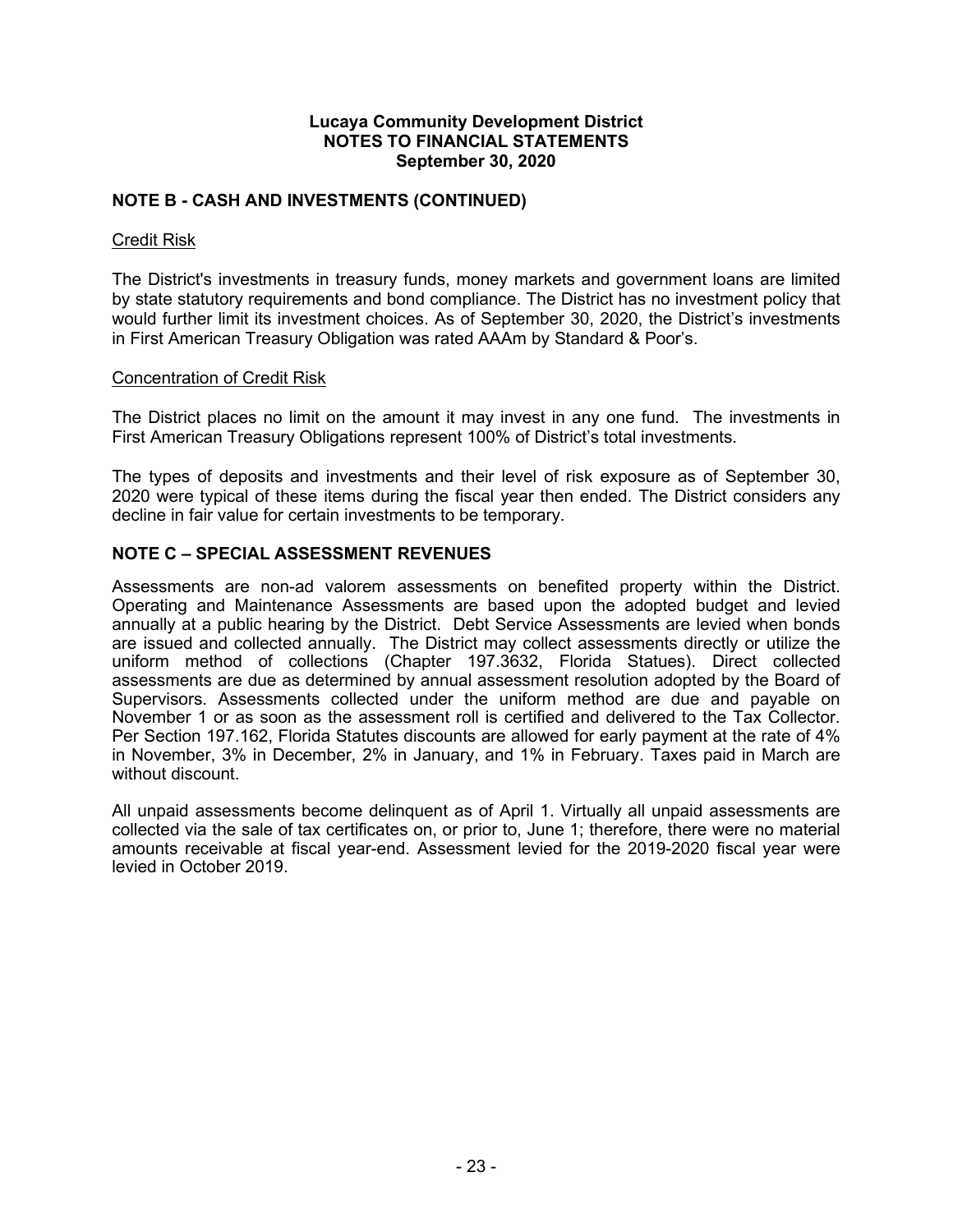**Lucaya Community Development District**
**NOTES TO FINANCIAL STATEMENTS**
**September 30, 2020**

## NOTE B - CASH AND INVESTMENTS (CONTINUED)

Credit Risk

The District's investments in treasury funds, money markets and government loans are limited by state statutory requirements and bond compliance. The District has no investment policy that would further limit its investment choices. As of September 30, 2020, the District's investments in First American Treasury Obligation was rated AAAm by Standard & Poor's.

Concentration of Credit Risk

The District places no limit on the amount it may invest in any one fund. The investments in First American Treasury Obligations represent 100% of District's total investments.

The types of deposits and investments and their level of risk exposure as of September 30, 2020 were typical of these items during the fiscal year then ended. The District considers any decline in fair value for certain investments to be temporary.

## NOTE C – SPECIAL ASSESSMENT REVENUES

Assessments are non-ad valorem assessments on benefited property within the District. Operating and Maintenance Assessments are based upon the adopted budget and levied annually at a public hearing by the District. Debt Service Assessments are levied when bonds are issued and collected annually. The District may collect assessments directly or utilize the uniform method of collections (Chapter 197.3632, Florida Statues). Direct collected assessments are due as determined by annual assessment resolution adopted by the Board of Supervisors. Assessments collected under the uniform method are due and payable on November 1 or as soon as the assessment roll is certified and delivered to the Tax Collector. Per Section 197.162, Florida Statutes discounts are allowed for early payment at the rate of 4% in November, 3% in December, 2% in January, and 1% in February. Taxes paid in March are without discount.

All unpaid assessments become delinquent as of April 1. Virtually all unpaid assessments are collected via the sale of tax certificates on, or prior to, June 1; therefore, there were no material amounts receivable at fiscal year-end. Assessment levied for the 2019-2020 fiscal year were levied in October 2019.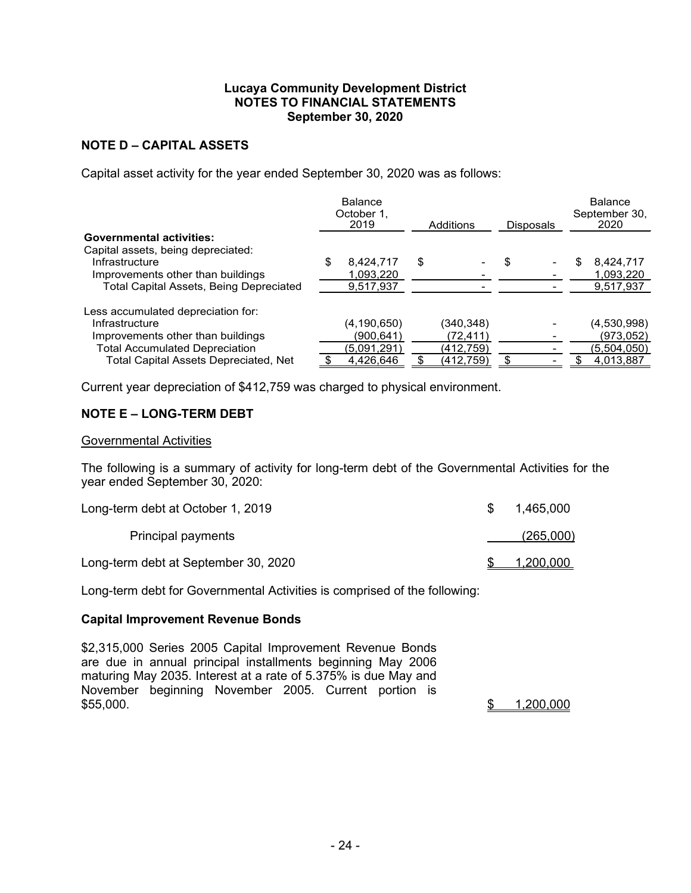**Lucaya Community Development District**
**NOTES TO FINANCIAL STATEMENTS**
**September 30, 2020**

## NOTE D – CAPITAL ASSETS

Capital asset activity for the year ended September 30, 2020 was as follows:

| | Balance October 1, 2019 | Additions | Disposals | Balance September 30, 2020 |
|---|---|---|---|---|
| **Governmental activities:** | | | | |
| Capital assets, being depreciated: | | | | |
| Infrastructure | $ 8,424,717 | $ - | $ - | $ 8,424,717 |
| Improvements other than buildings | 1,093,220 | - | - | 1,093,220 |
| Total Capital Assets, Being Depreciated | 9,517,937 | - | - | 9,517,937 |
| Less accumulated depreciation for: | | | | |
| Infrastructure | (4,190,650) | (340,348) | - | (4,530,998) |
| Improvements other than buildings | (900,641) | (72,411) | - | (973,052) |
| Total Accumulated Depreciation | (5,091,291) | (412,759) | - | (5,504,050) |
| Total Capital Assets Depreciated, Net | $ 4,426,646 | $ (412,759) | $ - | $ 4,013,887 |

Current year depreciation of $412,759 was charged to physical environment.

## NOTE E – LONG-TERM DEBT

Governmental Activities

The following is a summary of activity for long-term debt of the Governmental Activities for the year ended September 30, 2020:

| | |
|---|---|
| Long-term debt at October 1, 2019 | $ 1,465,000 |
| Principal payments | (265,000) |
| Long-term debt at September 30, 2020 | $ 1,200,000 |

Long-term debt for Governmental Activities is comprised of the following:

**Capital Improvement Revenue Bonds**

| | |
|---|---|
| $2,315,000 Series 2005 Capital Improvement Revenue Bonds are due in annual principal installments beginning May 2006 maturing May 2035. Interest at a rate of 5.375% is due May and November beginning November 2005. Current portion is $55,000. | $ 1,200,000 |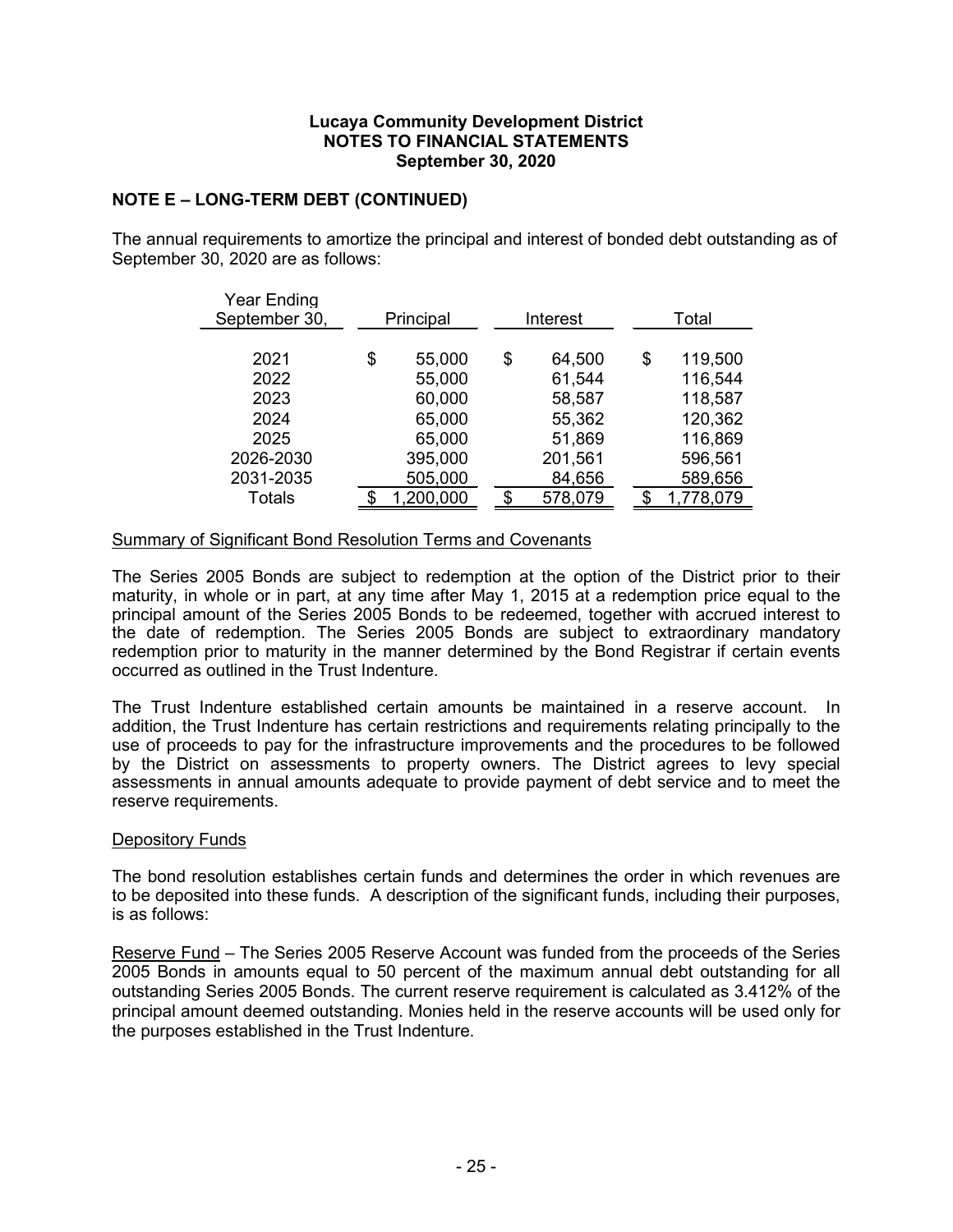**Lucaya Community Development District**
**NOTES TO FINANCIAL STATEMENTS**
**September 30, 2020**

## NOTE E – LONG-TERM DEBT (CONTINUED)

The annual requirements to amortize the principal and interest of bonded debt outstanding as of September 30, 2020 are as follows:

| Year Ending September 30, | Principal | Interest | Total |
|---|---|---|---|
| 2021 | $ 55,000 | $ 64,500 | $ 119,500 |
| 2022 | 55,000 | 61,544 | 116,544 |
| 2023 | 60,000 | 58,587 | 118,587 |
| 2024 | 65,000 | 55,362 | 120,362 |
| 2025 | 65,000 | 51,869 | 116,869 |
| 2026-2030 | 395,000 | 201,561 | 596,561 |
| 2031-2035 | 505,000 | 84,656 | 589,656 |
| Totals | $ 1,200,000 | $ 578,079 | $ 1,778,079 |

Summary of Significant Bond Resolution Terms and Covenants

The Series 2005 Bonds are subject to redemption at the option of the District prior to their maturity, in whole or in part, at any time after May 1, 2015 at a redemption price equal to the principal amount of the Series 2005 Bonds to be redeemed, together with accrued interest to the date of redemption. The Series 2005 Bonds are subject to extraordinary mandatory redemption prior to maturity in the manner determined by the Bond Registrar if certain events occurred as outlined in the Trust Indenture.

The Trust Indenture established certain amounts be maintained in a reserve account. In addition, the Trust Indenture has certain restrictions and requirements relating principally to the use of proceeds to pay for the infrastructure improvements and the procedures to be followed by the District on assessments to property owners. The District agrees to levy special assessments in annual amounts adequate to provide payment of debt service and to meet the reserve requirements.

Depository Funds

The bond resolution establishes certain funds and determines the order in which revenues are to be deposited into these funds. A description of the significant funds, including their purposes, is as follows:

Reserve Fund – The Series 2005 Reserve Account was funded from the proceeds of the Series 2005 Bonds in amounts equal to 50 percent of the maximum annual debt outstanding for all outstanding Series 2005 Bonds. The current reserve requirement is calculated as 3.412% of the principal amount deemed outstanding. Monies held in the reserve accounts will be used only for the purposes established in the Trust Indenture.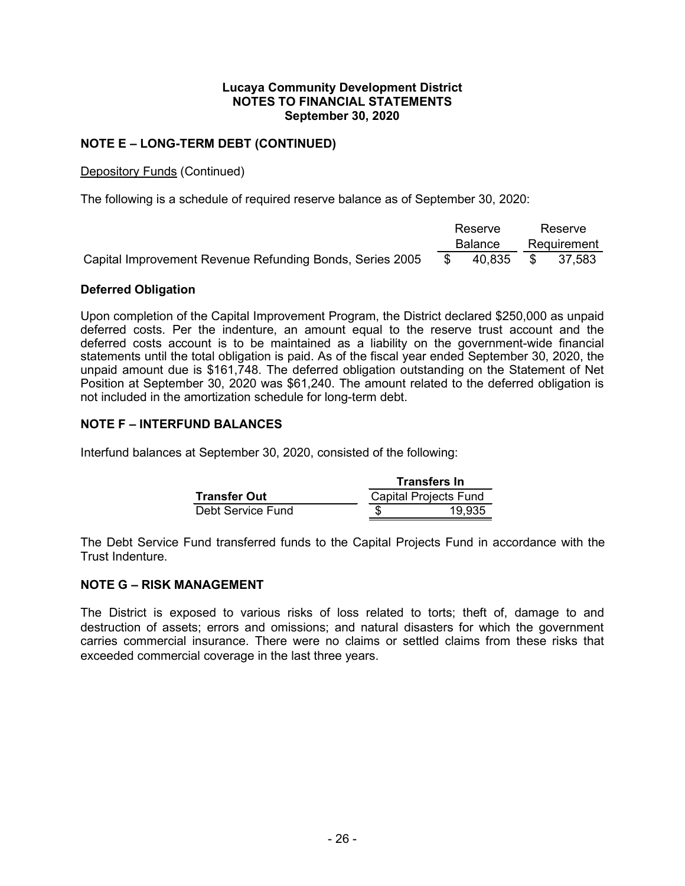**Lucaya Community Development District**
**NOTES TO FINANCIAL STATEMENTS**
**September 30, 2020**

## NOTE E – LONG-TERM DEBT (CONTINUED)

Depository Funds (Continued)

The following is a schedule of required reserve balance as of September 30, 2020:

| | Reserve Balance | Reserve Requirement |
|---|---|---|
| Capital Improvement Revenue Refunding Bonds, Series 2005 | $ 40,835 | $ 37,583 |

### Deferred Obligation

Upon completion of the Capital Improvement Program, the District declared $250,000 as unpaid deferred costs. Per the indenture, an amount equal to the reserve trust account and the deferred costs account is to be maintained as a liability on the government-wide financial statements until the total obligation is paid. As of the fiscal year ended September 30, 2020, the unpaid amount due is $161,748. The deferred obligation outstanding on the Statement of Net Position at September 30, 2020 was $61,240. The amount related to the deferred obligation is not included in the amortization schedule for long-term debt.

## NOTE F – INTERFUND BALANCES

Interfund balances at September 30, 2020, consisted of the following:

| | **Transfers In** |
|---|---|
| **Transfer Out** | Capital Projects Fund |
| Debt Service Fund | $ 19,935 |

The Debt Service Fund transferred funds to the Capital Projects Fund in accordance with the Trust Indenture.

## NOTE G – RISK MANAGEMENT

The District is exposed to various risks of loss related to torts; theft of, damage to and destruction of assets; errors and omissions; and natural disasters for which the government carries commercial insurance. There were no claims or settled claims from these risks that exceeded commercial coverage in the last three years.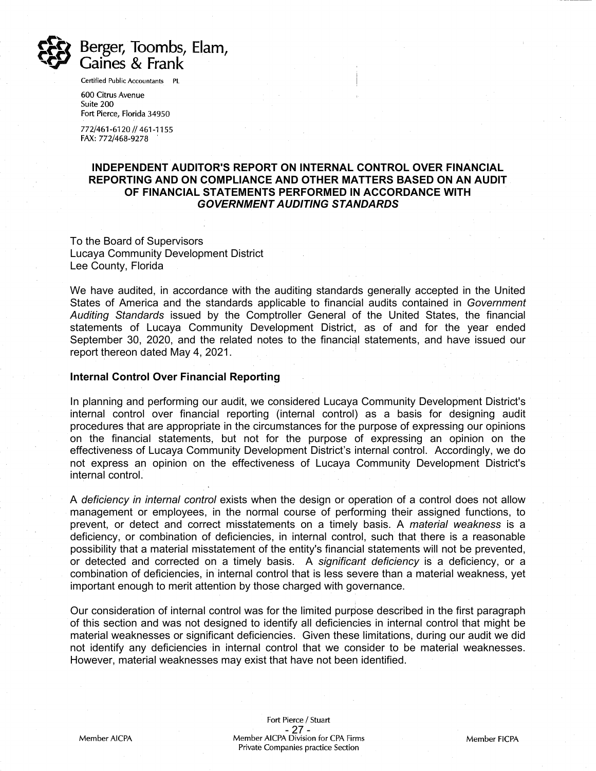Berger, Toombs, Elam, Gaines & Frank

Certified Public Accountants PL

600 Citrus Avenue
Suite 200
Fort Pierce, Florida 34950

772/461-6120 // 461-1155
FAX: 772/468-9278

## INDEPENDENT AUDITOR'S REPORT ON INTERNAL CONTROL OVER FINANCIAL REPORTING AND ON COMPLIANCE AND OTHER MATTERS BASED ON AN AUDIT OF FINANCIAL STATEMENTS PERFORMED IN ACCORDANCE WITH *GOVERNMENT AUDITING STANDARDS*

To the Board of Supervisors
Lucaya Community Development District
Lee County, Florida

We have audited, in accordance with the auditing standards generally accepted in the United States of America and the standards applicable to financial audits contained in *Government Auditing Standards* issued by the Comptroller General of the United States, the financial statements of Lucaya Community Development District, as of and for the year ended September 30, 2020, and the related notes to the financial statements, and have issued our report thereon dated May 4, 2021.

**Internal Control Over Financial Reporting**

In planning and performing our audit, we considered Lucaya Community Development District's internal control over financial reporting (internal control) as a basis for designing audit procedures that are appropriate in the circumstances for the purpose of expressing our opinions on the financial statements, but not for the purpose of expressing an opinion on the effectiveness of Lucaya Community Development District's internal control. Accordingly, we do not express an opinion on the effectiveness of Lucaya Community Development District's internal control.

A *deficiency in internal control* exists when the design or operation of a control does not allow management or employees, in the normal course of performing their assigned functions, to prevent, or detect and correct misstatements on a timely basis. A *material weakness* is a deficiency, or combination of deficiencies, in internal control, such that there is a reasonable possibility that a material misstatement of the entity's financial statements will not be prevented, or detected and corrected on a timely basis. A *significant deficiency* is a deficiency, or a combination of deficiencies, in internal control that is less severe than a material weakness, yet important enough to merit attention by those charged with governance.

Our consideration of internal control was for the limited purpose described in the first paragraph of this section and was not designed to identify all deficiencies in internal control that might be material weaknesses or significant deficiencies. Given these limitations, during our audit we did not identify any deficiencies in internal control that we consider to be material weaknesses. However, material weaknesses may exist that have not been identified.

Member AICPA | Fort Pierce / Stuart | Member AICPA Division for CPA Firms Private Companies practice Section | Member FICPA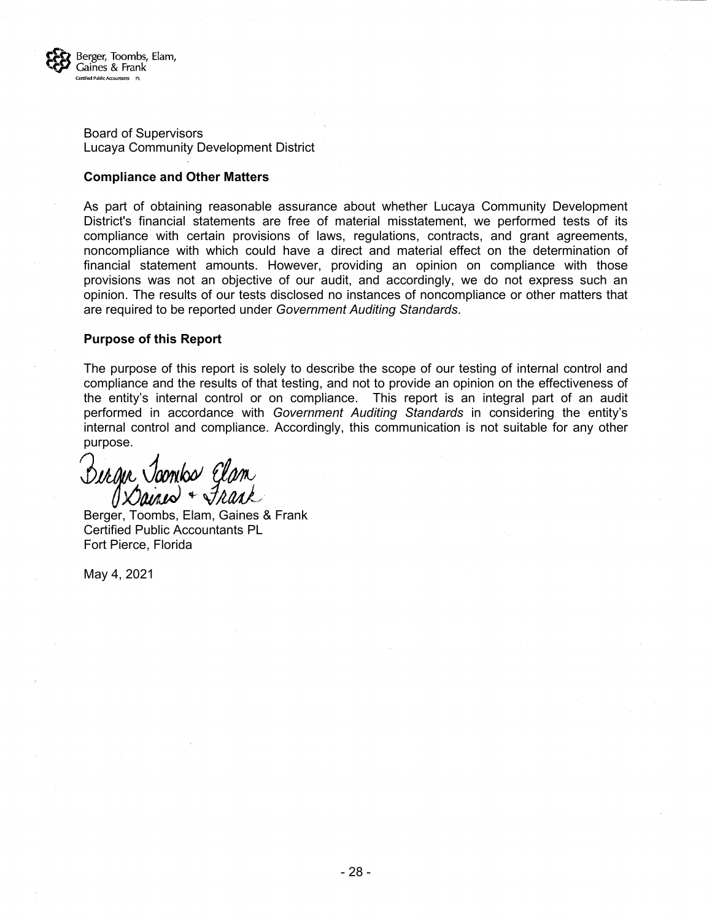Berger, Toombs, Elam, Gaines & Frank
Certified Public Accountants PL

Board of Supervisors
Lucaya Community Development District

**Compliance and Other Matters**

As part of obtaining reasonable assurance about whether Lucaya Community Development District's financial statements are free of material misstatement, we performed tests of its compliance with certain provisions of laws, regulations, contracts, and grant agreements, noncompliance with which could have a direct and material effect on the determination of financial statement amounts. However, providing an opinion on compliance with those provisions was not an objective of our audit, and accordingly, we do not express such an opinion. The results of our tests disclosed no instances of noncompliance or other matters that are required to be reported under *Government Auditing Standards*.

**Purpose of this Report**

The purpose of this report is solely to describe the scope of our testing of internal control and compliance and the results of that testing, and not to provide an opinion on the effectiveness of the entity's internal control or on compliance. This report is an integral part of an audit performed in accordance with *Government Auditing Standards* in considering the entity's internal control and compliance. Accordingly, this communication is not suitable for any other purpose.

Berger Toombs Elam Gaines + Frank

Berger, Toombs, Elam, Gaines & Frank
Certified Public Accountants PL
Fort Pierce, Florida

May 4, 2021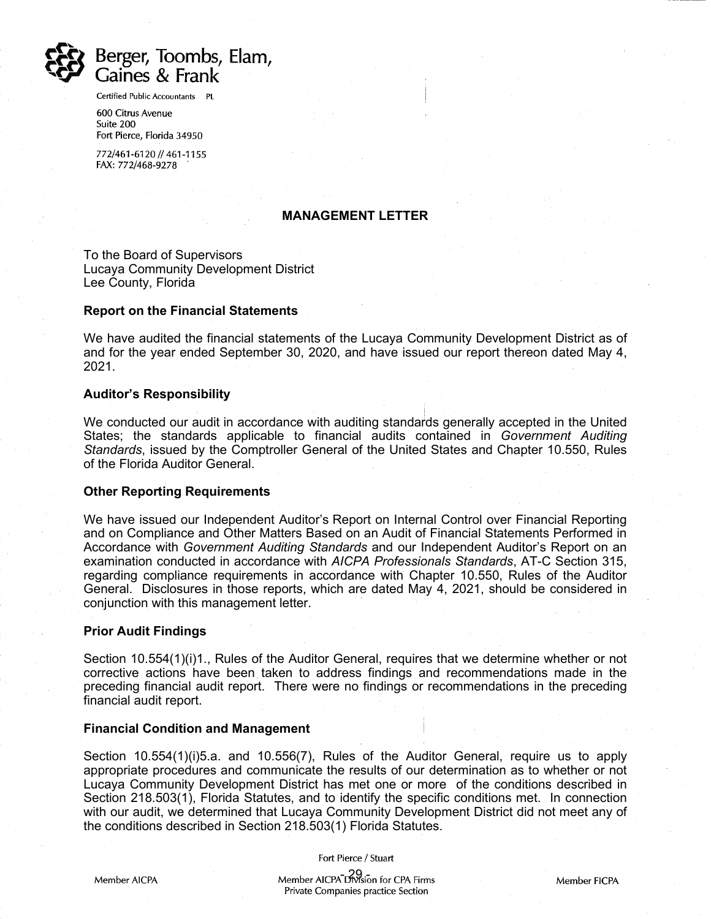Berger, Toombs, Elam, Gaines & Frank

Certified Public Accountants PL

600 Citrus Avenue
Suite 200
Fort Pierce, Florida 34950

772/461-6120 // 461-1155
FAX: 772/468-9278

## MANAGEMENT LETTER

To the Board of Supervisors
Lucaya Community Development District
Lee County, Florida

### Report on the Financial Statements

We have audited the financial statements of the Lucaya Community Development District as of and for the year ended September 30, 2020, and have issued our report thereon dated May 4, 2021.

### Auditor's Responsibility

We conducted our audit in accordance with auditing standards generally accepted in the United States; the standards applicable to financial audits contained in *Government Auditing Standards*, issued by the Comptroller General of the United States and Chapter 10.550, Rules of the Florida Auditor General.

### Other Reporting Requirements

We have issued our Independent Auditor's Report on Internal Control over Financial Reporting and on Compliance and Other Matters Based on an Audit of Financial Statements Performed in Accordance with *Government Auditing Standards* and our Independent Auditor's Report on an examination conducted in accordance with *AICPA Professionals Standards*, AT-C Section 315, regarding compliance requirements in accordance with Chapter 10.550, Rules of the Auditor General. Disclosures in those reports, which are dated May 4, 2021, should be considered in conjunction with this management letter.

### Prior Audit Findings

Section 10.554(1)(i)1., Rules of the Auditor General, requires that we determine whether or not corrective actions have been taken to address findings and recommendations made in the preceding financial audit report. There were no findings or recommendations in the preceding financial audit report.

### Financial Condition and Management

Section 10.554(1)(i)5.a. and 10.556(7), Rules of the Auditor General, require us to apply appropriate procedures and communicate the results of our determination as to whether or not Lucaya Community Development District has met one or more of the conditions described in Section 218.503(1), Florida Statutes, and to identify the specific conditions met. In connection with our audit, we determined that Lucaya Community Development District did not meet any of the conditions described in Section 218.503(1) Florida Statutes.

Fort Pierce / Stuart

Member AICPA | Member AICPA Division for CPA Firms Private Companies practice Section | Member FICPA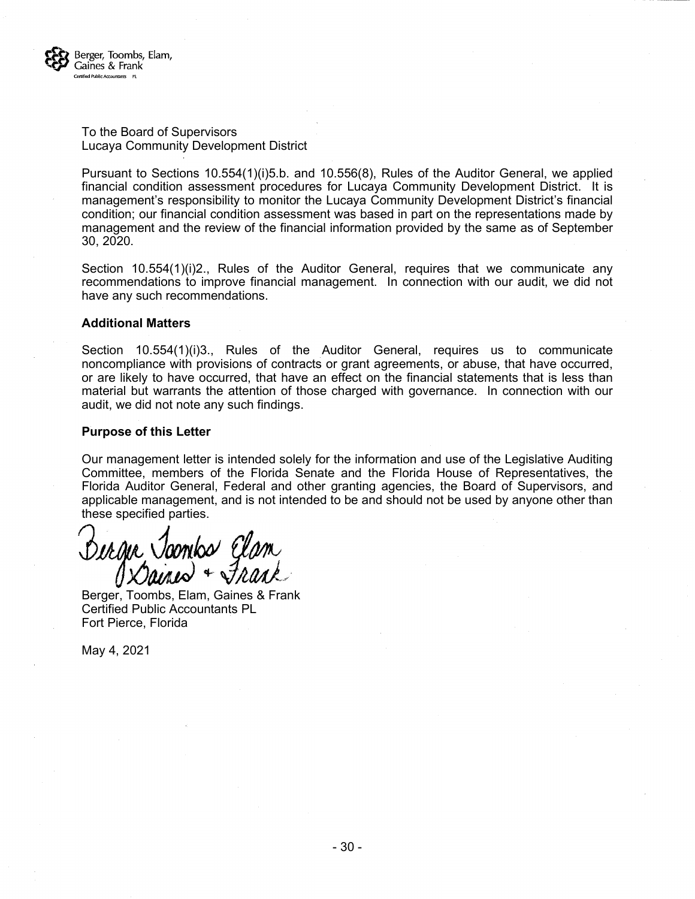Berger, Toombs, Elam, Gaines & Frank
Certified Public Accountants PL

To the Board of Supervisors
Lucaya Community Development District

Pursuant to Sections 10.554(1)(i)5.b. and 10.556(8), Rules of the Auditor General, we applied financial condition assessment procedures for Lucaya Community Development District. It is management's responsibility to monitor the Lucaya Community Development District's financial condition; our financial condition assessment was based in part on the representations made by management and the review of the financial information provided by the same as of September 30, 2020.

Section 10.554(1)(i)2., Rules of the Auditor General, requires that we communicate any recommendations to improve financial management. In connection with our audit, we did not have any such recommendations.

**Additional Matters**

Section 10.554(1)(i)3., Rules of the Auditor General, requires us to communicate noncompliance with provisions of contracts or grant agreements, or abuse, that have occurred, or are likely to have occurred, that have an effect on the financial statements that is less than material but warrants the attention of those charged with governance. In connection with our audit, we did not note any such findings.

**Purpose of this Letter**

Our management letter is intended solely for the information and use of the Legislative Auditing Committee, members of the Florida Senate and the Florida House of Representatives, the Florida Auditor General, Federal and other granting agencies, the Board of Supervisors, and applicable management, and is not intended to be and should not be used by anyone other than these specified parties.

Berger Toombs Elam Gaines + Frank

Berger, Toombs, Elam, Gaines & Frank
Certified Public Accountants PL
Fort Pierce, Florida

May 4, 2021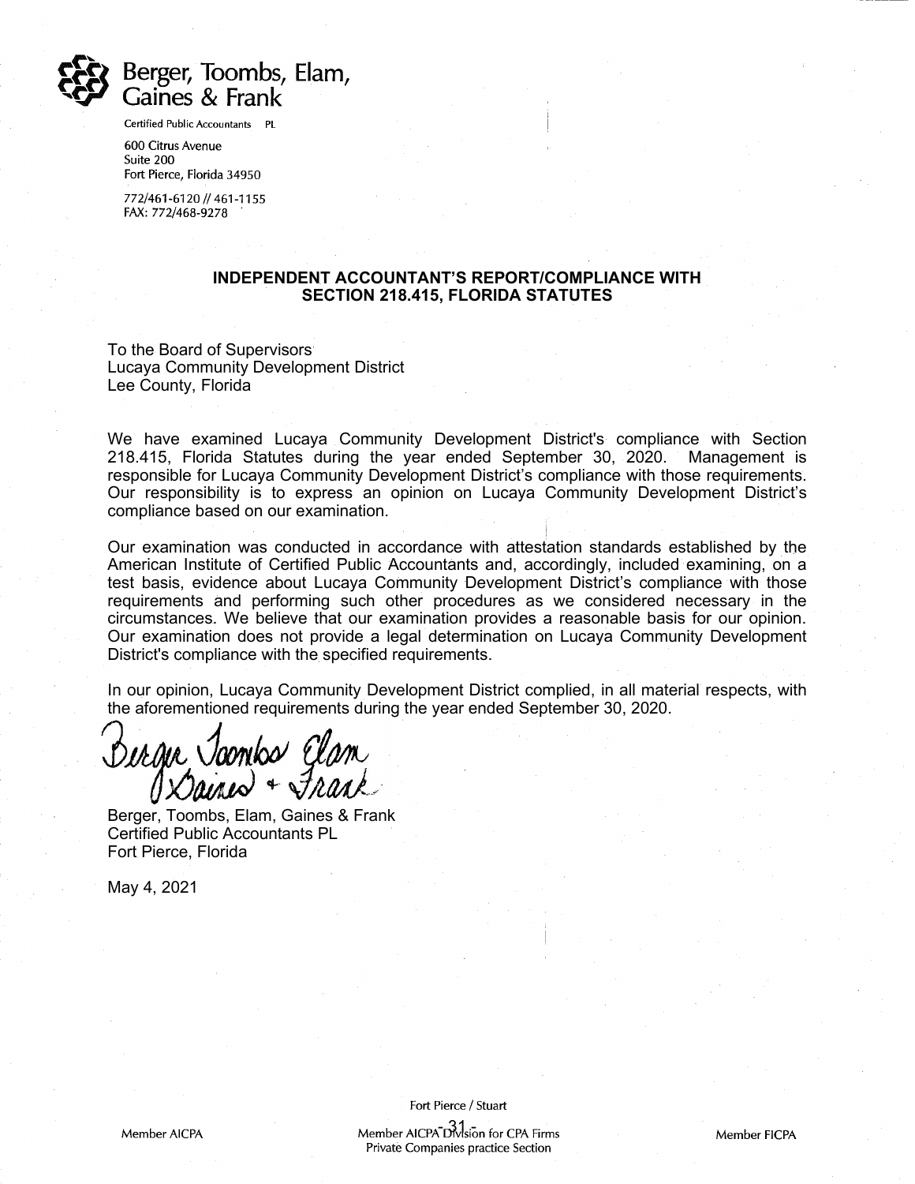Berger, Toombs, Elam, Gaines & Frank

Certified Public Accountants PL

600 Citrus Avenue
Suite 200
Fort Pierce, Florida 34950

772/461-6120 // 461-1155
FAX: 772/468-9278

## INDEPENDENT ACCOUNTANT'S REPORT/COMPLIANCE WITH SECTION 218.415, FLORIDA STATUTES

To the Board of Supervisors
Lucaya Community Development District
Lee County, Florida

We have examined Lucaya Community Development District's compliance with Section 218.415, Florida Statutes during the year ended September 30, 2020. Management is responsible for Lucaya Community Development District's compliance with those requirements. Our responsibility is to express an opinion on Lucaya Community Development District's compliance based on our examination.

Our examination was conducted in accordance with attestation standards established by the American Institute of Certified Public Accountants and, accordingly, included examining, on a test basis, evidence about Lucaya Community Development District's compliance with those requirements and performing such other procedures as we considered necessary in the circumstances. We believe that our examination provides a reasonable basis for our opinion. Our examination does not provide a legal determination on Lucaya Community Development District's compliance with the specified requirements.

In our opinion, Lucaya Community Development District complied, in all material respects, with the aforementioned requirements during the year ended September 30, 2020.

Berger Toombs Elam Gaines + Frank

Berger, Toombs, Elam, Gaines & Frank
Certified Public Accountants PL
Fort Pierce, Florida

May 4, 2021

Fort Pierce / Stuart

Member AICPA

Member AICPA Division for CPA Firms
Private Companies practice Section

Member FICPA